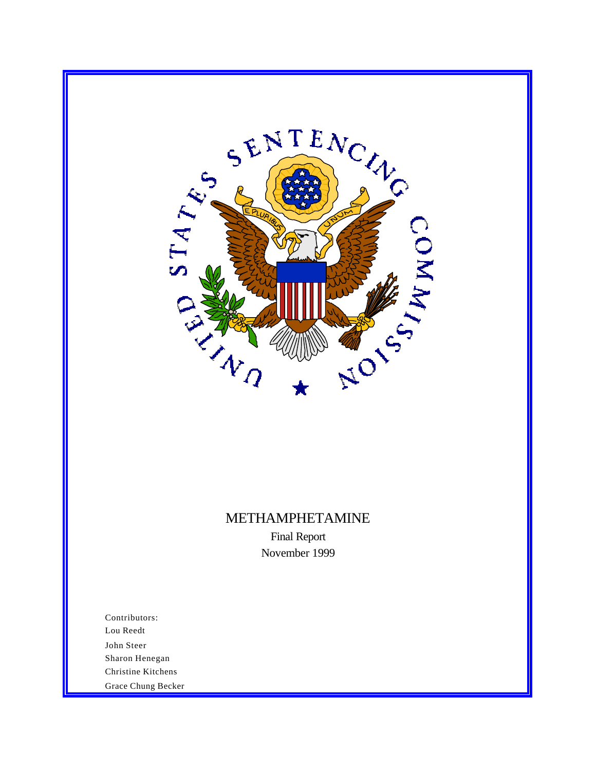# METHAMPHETAMINE

Final Report

November 1999

Contributors:

Lou Reedt

John Steer

Sharon Henegan

Christine Kitchens

Grace Chung Becker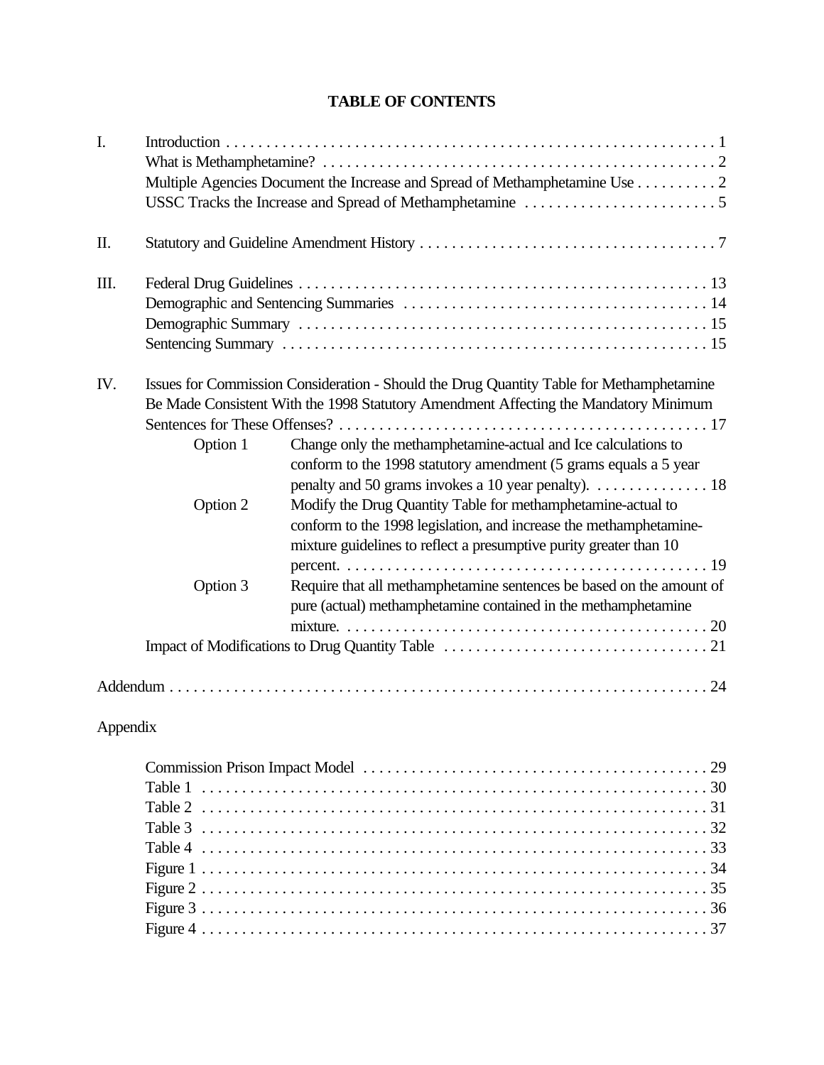## TABLE OF CONTENTS

I. Introduction . . . . . . . . . . . . . . . . . . . . . . . . . . . . . . . . . . . . . . . . . . . . . . . . . . . . . . . . . . . . . . 1
   What is Methamphetamine? . . . . . . . . . . . . . . . . . . . . . . . . . . . . . . . . . . . . . . . . . . . . . . . . . . 2
   Multiple Agencies Document the Increase and Spread of Methamphetamine Use . . . . . . . . . . 2
   USSC Tracks the Increase and Spread of Methamphetamine . . . . . . . . . . . . . . . . . . . . . . . . 5

II. Statutory and Guideline Amendment History . . . . . . . . . . . . . . . . . . . . . . . . . . . . . . . . . . . . . 7

III. Federal Drug Guidelines . . . . . . . . . . . . . . . . . . . . . . . . . . . . . . . . . . . . . . . . . . . . . . . . . . . 13
   Demographic and Sentencing Summaries . . . . . . . . . . . . . . . . . . . . . . . . . . . . . . . . . . . . . . 14
   Demographic Summary . . . . . . . . . . . . . . . . . . . . . . . . . . . . . . . . . . . . . . . . . . . . . . . . . . . 15
   Sentencing Summary . . . . . . . . . . . . . . . . . . . . . . . . . . . . . . . . . . . . . . . . . . . . . . . . . . . . . 15

IV. Issues for Commission Consideration - Should the Drug Quantity Table for Methamphetamine Be Made Consistent With the 1998 Statutory Amendment Affecting the Mandatory Minimum Sentences for These Offenses? . . . . . . . . . . . . . . . . . . . . . . . . . . . . . . . . . . . . . . . . . . . . . 17
   Option 1 — Change only the methamphetamine-actual and Ice calculations to conform to the 1998 statutory amendment (5 grams equals a 5 year penalty and 50 grams invokes a 10 year penalty). . . . . . . . . . . . . . . 18
   Option 2 — Modify the Drug Quantity Table for methamphetamine-actual to conform to the 1998 legislation, and increase the methamphetamine-mixture guidelines to reflect a presumptive purity greater than 10 percent. . . . . . . . . . . . . . . . . . . . . . . . . . . . . . . . . . . . . . . . . . . . . . 19
   Option 3 — Require that all methamphetamine sentences be based on the amount of pure (actual) methamphetamine contained in the methamphetamine mixture. . . . . . . . . . . . . . . . . . . . . . . . . . . . . . . . . . . . . . . . . . . . . . 20
   Impact of Modifications to Drug Quantity Table . . . . . . . . . . . . . . . . . . . . . . . . . . . . . . . . . 21

Addendum . . . . . . . . . . . . . . . . . . . . . . . . . . . . . . . . . . . . . . . . . . . . . . . . . . . . . . . . . . . . . . . . . . 24

Appendix

   Commission Prison Impact Model . . . . . . . . . . . . . . . . . . . . . . . . . . . . . . . . . . . . . . . . . . . 29
   Table 1 . . . . . . . . . . . . . . . . . . . . . . . . . . . . . . . . . . . . . . . . . . . . . . . . . . . . . . . . . . . . . . . 30
   Table 2 . . . . . . . . . . . . . . . . . . . . . . . . . . . . . . . . . . . . . . . . . . . . . . . . . . . . . . . . . . . . . . . 31
   Table 3 . . . . . . . . . . . . . . . . . . . . . . . . . . . . . . . . . . . . . . . . . . . . . . . . . . . . . . . . . . . . . . . 32
   Table 4 . . . . . . . . . . . . . . . . . . . . . . . . . . . . . . . . . . . . . . . . . . . . . . . . . . . . . . . . . . . . . . . 33
   Figure 1 . . . . . . . . . . . . . . . . . . . . . . . . . . . . . . . . . . . . . . . . . . . . . . . . . . . . . . . . . . . . . . 34
   Figure 2 . . . . . . . . . . . . . . . . . . . . . . . . . . . . . . . . . . . . . . . . . . . . . . . . . . . . . . . . . . . . . . 35
   Figure 3 . . . . . . . . . . . . . . . . . . . . . . . . . . . . . . . . . . . . . . . . . . . . . . . . . . . . . . . . . . . . . . 36
   Figure 4 . . . . . . . . . . . . . . . . . . . . . . . . . . . . . . . . . . . . . . . . . . . . . . . . . . . . . . . . . . . . . . 37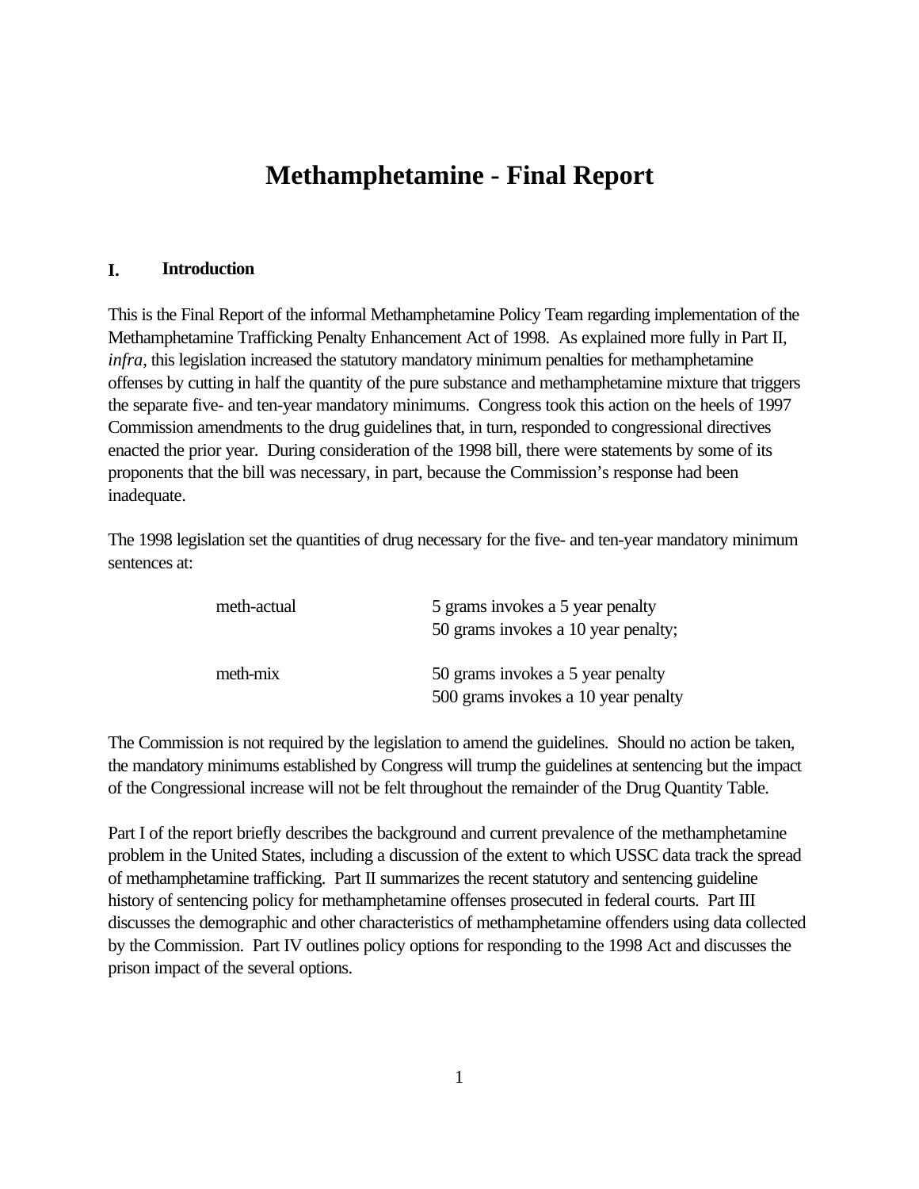# Methamphetamine - Final Report

## I. Introduction

This is the Final Report of the informal Methamphetamine Policy Team regarding implementation of the Methamphetamine Trafficking Penalty Enhancement Act of 1998. As explained more fully in Part II, *infra*, this legislation increased the statutory mandatory minimum penalties for methamphetamine offenses by cutting in half the quantity of the pure substance and methamphetamine mixture that triggers the separate five- and ten-year mandatory minimums. Congress took this action on the heels of 1997 Commission amendments to the drug guidelines that, in turn, responded to congressional directives enacted the prior year. During consideration of the 1998 bill, there were statements by some of its proponents that the bill was necessary, in part, because the Commission's response had been inadequate.

The 1998 legislation set the quantities of drug necessary for the five- and ten-year mandatory minimum sentences at:

| | |
|---|---|
| meth-actual | 5 grams invokes a 5 year penalty<br>50 grams invokes a 10 year penalty; |
| meth-mix | 50 grams invokes a 5 year penalty<br>500 grams invokes a 10 year penalty |

The Commission is not required by the legislation to amend the guidelines. Should no action be taken, the mandatory minimums established by Congress will trump the guidelines at sentencing but the impact of the Congressional increase will not be felt throughout the remainder of the Drug Quantity Table.

Part I of the report briefly describes the background and current prevalence of the methamphetamine problem in the United States, including a discussion of the extent to which USSC data track the spread of methamphetamine trafficking. Part II summarizes the recent statutory and sentencing guideline history of sentencing policy for methamphetamine offenses prosecuted in federal courts. Part III discusses the demographic and other characteristics of methamphetamine offenders using data collected by the Commission. Part IV outlines policy options for responding to the 1998 Act and discusses the prison impact of the several options.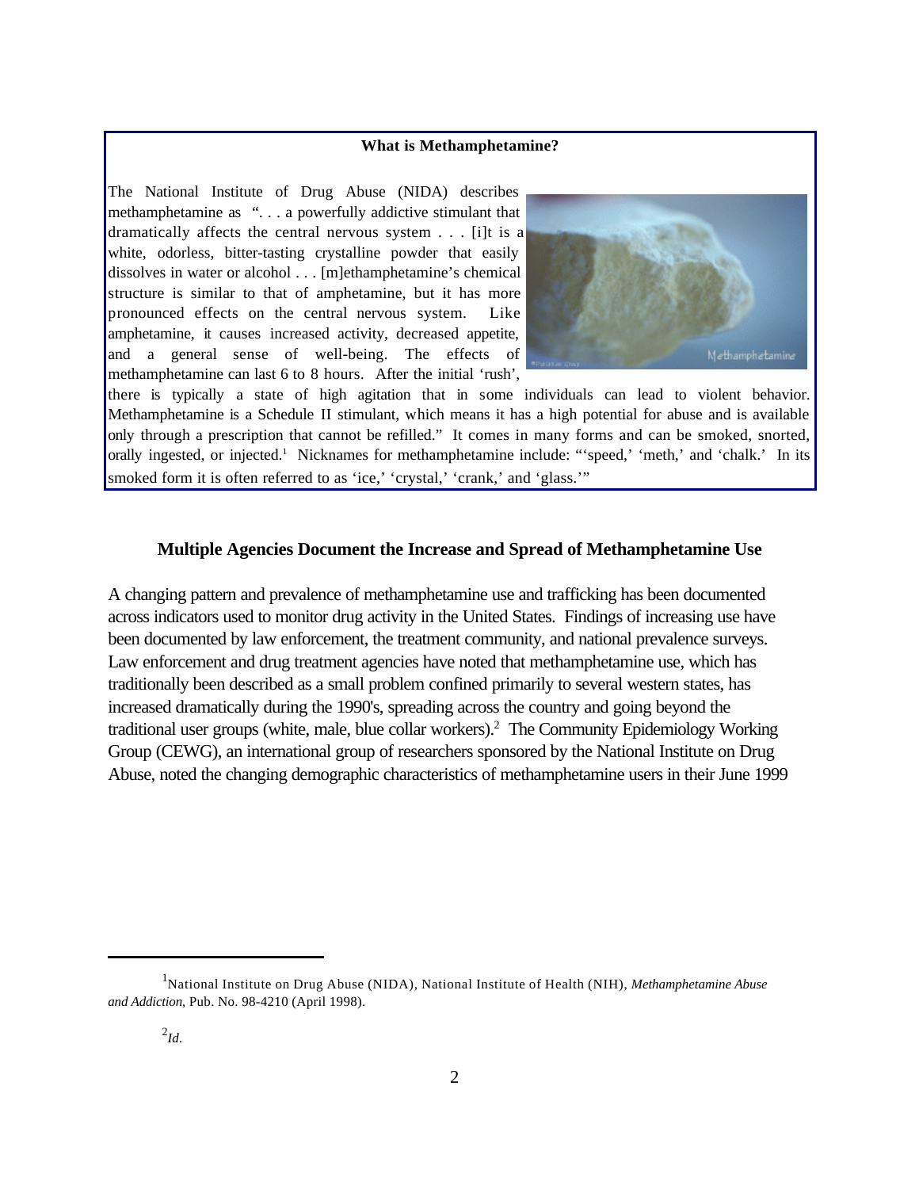**What is Methamphetamine?**

The National Institute of Drug Abuse (NIDA) describes methamphetamine as ". . . a powerfully addictive stimulant that dramatically affects the central nervous system . . . [i]t is a white, odorless, bitter-tasting crystalline powder that easily dissolves in water or alcohol . . . [m]ethamphetamine's chemical structure is similar to that of amphetamine, but it has more pronounced effects on the central nervous system. Like amphetamine, it causes increased activity, decreased appetite, and a general sense of well-being. The effects of methamphetamine can last 6 to 8 hours. After the initial 'rush', there is typically a state of high agitation that in some individuals can lead to violent behavior. Methamphetamine is a Schedule II stimulant, which means it has a high potential for abuse and is available only through a prescription that cannot be refilled." It comes in many forms and can be smoked, snorted, orally ingested, or injected.[1] Nicknames for methamphetamine include: "'speed,' 'meth,' and 'chalk.' In its smoked form it is often referred to as 'ice,' 'crystal,' 'crank,' and 'glass.'"

## Multiple Agencies Document the Increase and Spread of Methamphetamine Use

A changing pattern and prevalence of methamphetamine use and trafficking has been documented across indicators used to monitor drug activity in the United States. Findings of increasing use have been documented by law enforcement, the treatment community, and national prevalence surveys. Law enforcement and drug treatment agencies have noted that methamphetamine use, which has traditionally been described as a small problem confined primarily to several western states, has increased dramatically during the 1990's, spreading across the country and going beyond the traditional user groups (white, male, blue collar workers).[2] The Community Epidemiology Working Group (CEWG), an international group of researchers sponsored by the National Institute on Drug Abuse, noted the changing demographic characteristics of methamphetamine users in their June 1999

---

[1] National Institute on Drug Abuse (NIDA), National Institute of Health (NIH), *Methamphetamine Abuse and Addiction*, Pub. No. 98-4210 (April 1998).

[2] *Id.*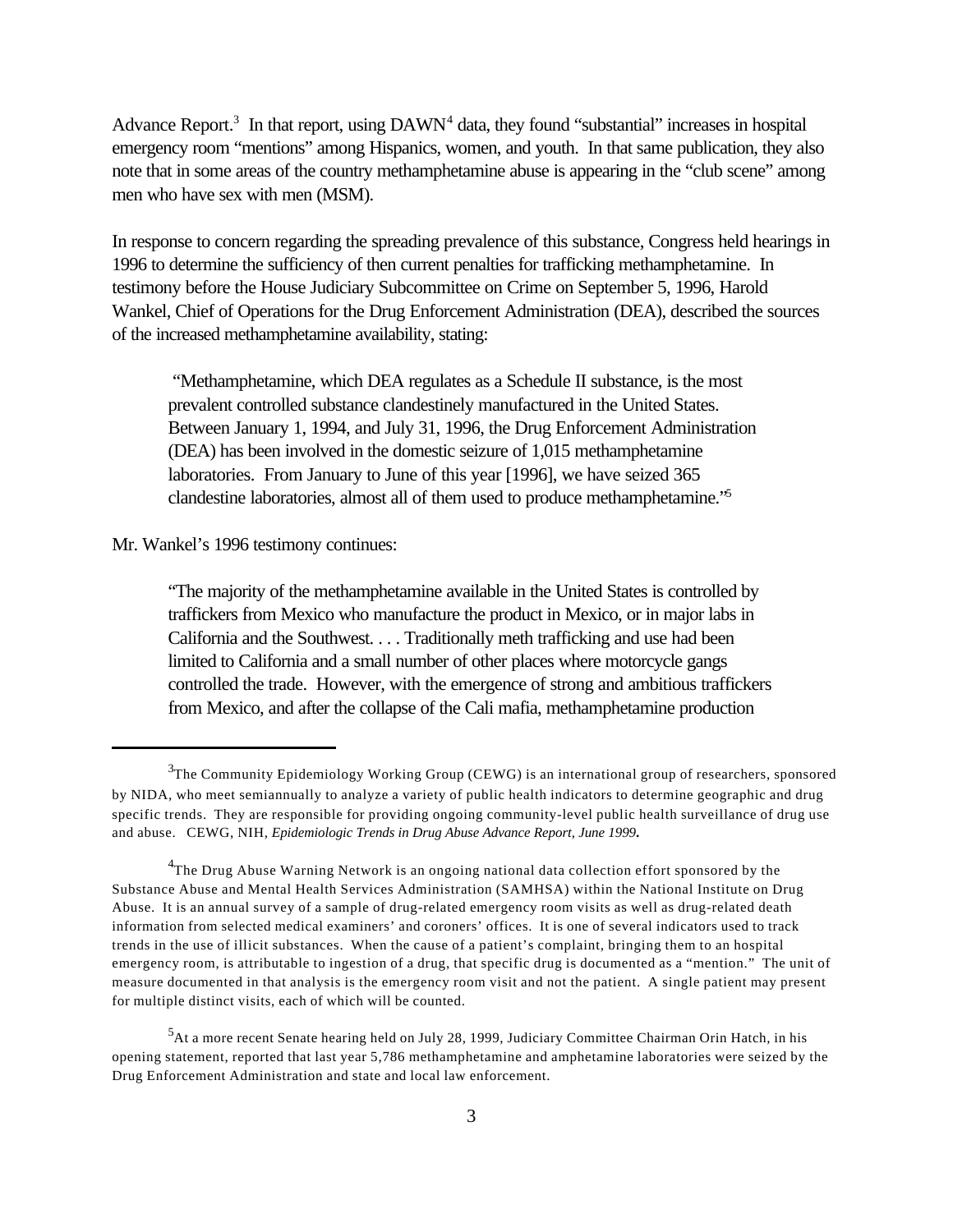Advance Report.[3] In that report, using DAWN[4] data, they found "substantial" increases in hospital emergency room "mentions" among Hispanics, women, and youth. In that same publication, they also note that in some areas of the country methamphetamine abuse is appearing in the "club scene" among men who have sex with men (MSM).

In response to concern regarding the spreading prevalence of this substance, Congress held hearings in 1996 to determine the sufficiency of then current penalties for trafficking methamphetamine. In testimony before the House Judiciary Subcommittee on Crime on September 5, 1996, Harold Wankel, Chief of Operations for the Drug Enforcement Administration (DEA), described the sources of the increased methamphetamine availability, stating:

> "Methamphetamine, which DEA regulates as a Schedule II substance, is the most prevalent controlled substance clandestinely manufactured in the United States. Between January 1, 1994, and July 31, 1996, the Drug Enforcement Administration (DEA) has been involved in the domestic seizure of 1,015 methamphetamine laboratories. From January to June of this year [1996], we have seized 365 clandestine laboratories, almost all of them used to produce methamphetamine."[5]

Mr. Wankel's 1996 testimony continues:

> "The majority of the methamphetamine available in the United States is controlled by traffickers from Mexico who manufacture the product in Mexico, or in major labs in California and the Southwest. . . . Traditionally meth trafficking and use had been limited to California and a small number of other places where motorcycle gangs controlled the trade. However, with the emergence of strong and ambitious traffickers from Mexico, and after the collapse of the Cali mafia, methamphetamine production

---

[3]The Community Epidemiology Working Group (CEWG) is an international group of researchers, sponsored by NIDA, who meet semiannually to analyze a variety of public health indicators to determine geographic and drug specific trends. They are responsible for providing ongoing community-level public health surveillance of drug use and abuse. CEWG, NIH, *Epidemiologic Trends in Drug Abuse Advance Report, June 1999.*

[4]The Drug Abuse Warning Network is an ongoing national data collection effort sponsored by the Substance Abuse and Mental Health Services Administration (SAMHSA) within the National Institute on Drug Abuse. It is an annual survey of a sample of drug-related emergency room visits as well as drug-related death information from selected medical examiners' and coroners' offices. It is one of several indicators used to track trends in the use of illicit substances. When the cause of a patient's complaint, bringing them to an hospital emergency room, is attributable to ingestion of a drug, that specific drug is documented as a "mention." The unit of measure documented in that analysis is the emergency room visit and not the patient. A single patient may present for multiple distinct visits, each of which will be counted.

[5]At a more recent Senate hearing held on July 28, 1999, Judiciary Committee Chairman Orin Hatch, in his opening statement, reported that last year 5,786 methamphetamine and amphetamine laboratories were seized by the Drug Enforcement Administration and state and local law enforcement.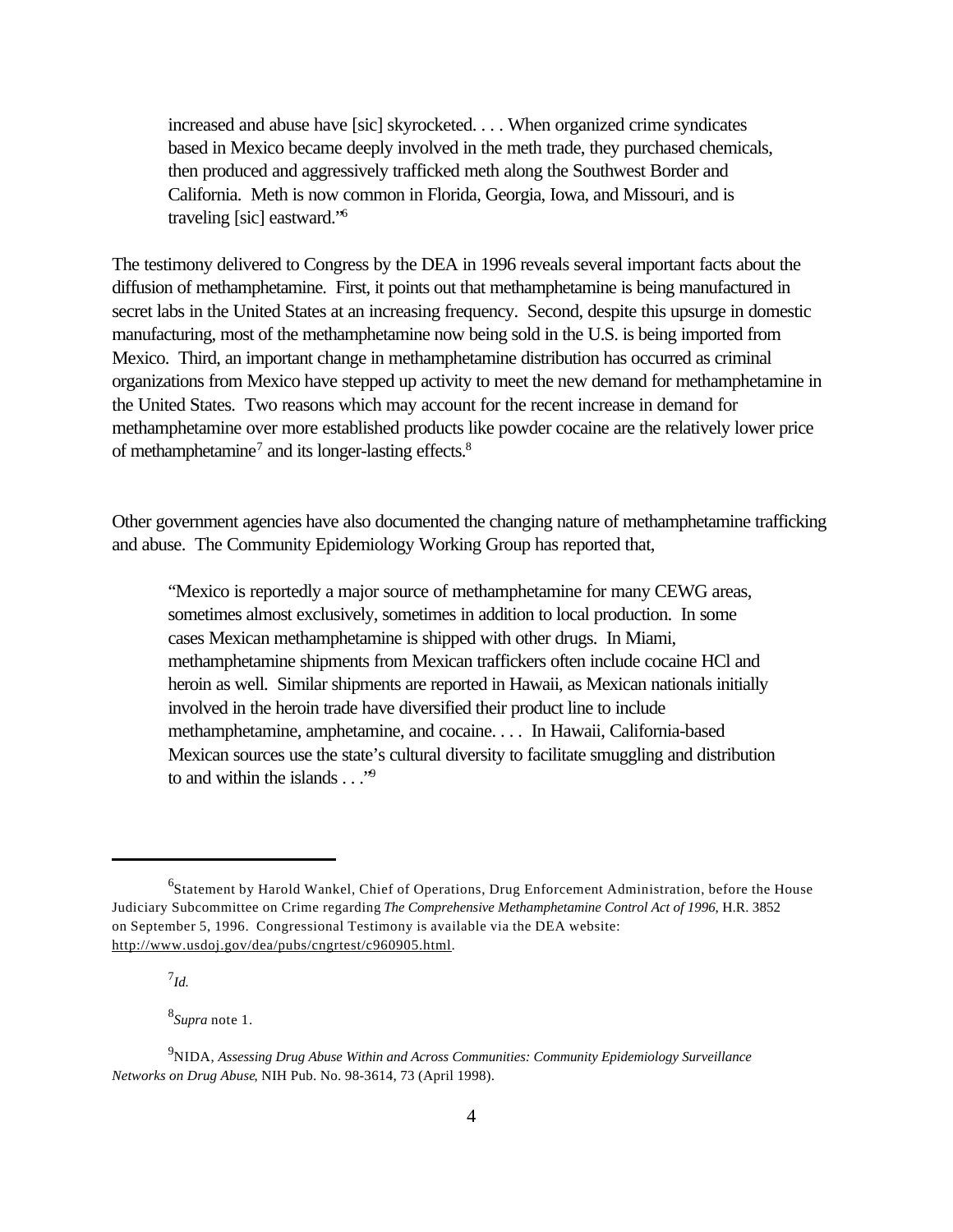> increased and abuse have [sic] skyrocketed. . . . When organized crime syndicates based in Mexico became deeply involved in the meth trade, they purchased chemicals, then produced and aggressively trafficked meth along the Southwest Border and California. Meth is now common in Florida, Georgia, Iowa, and Missouri, and is traveling [sic] eastward."[6]

The testimony delivered to Congress by the DEA in 1996 reveals several important facts about the diffusion of methamphetamine. First, it points out that methamphetamine is being manufactured in secret labs in the United States at an increasing frequency. Second, despite this upsurge in domestic manufacturing, most of the methamphetamine now being sold in the U.S. is being imported from Mexico. Third, an important change in methamphetamine distribution has occurred as criminal organizations from Mexico have stepped up activity to meet the new demand for methamphetamine in the United States. Two reasons which may account for the recent increase in demand for methamphetamine over more established products like powder cocaine are the relatively lower price of methamphetamine[7] and its longer-lasting effects.[8]

Other government agencies have also documented the changing nature of methamphetamine trafficking and abuse. The Community Epidemiology Working Group has reported that,

> "Mexico is reportedly a major source of methamphetamine for many CEWG areas, sometimes almost exclusively, sometimes in addition to local production. In some cases Mexican methamphetamine is shipped with other drugs. In Miami, methamphetamine shipments from Mexican traffickers often include cocaine HCl and heroin as well. Similar shipments are reported in Hawaii, as Mexican nationals initially involved in the heroin trade have diversified their product line to include methamphetamine, amphetamine, and cocaine. . . . In Hawaii, California-based Mexican sources use the state's cultural diversity to facilitate smuggling and distribution to and within the islands . . ."[9]

---

[6] Statement by Harold Wankel, Chief of Operations, Drug Enforcement Administration, before the House Judiciary Subcommittee on Crime regarding *The Comprehensive Methamphetamine Control Act of 1996,* H.R. 3852 on September 5, 1996. Congressional Testimony is available via the DEA website: http://www.usdoj.gov/dea/pubs/cngrtest/c960905.html.

[7] *Id.*

[8] *Supra* note 1.

[9] NIDA, *Assessing Drug Abuse Within and Across Communities: Community Epidemiology Surveillance Networks on Drug Abuse*, NIH Pub. No. 98-3614, 73 (April 1998).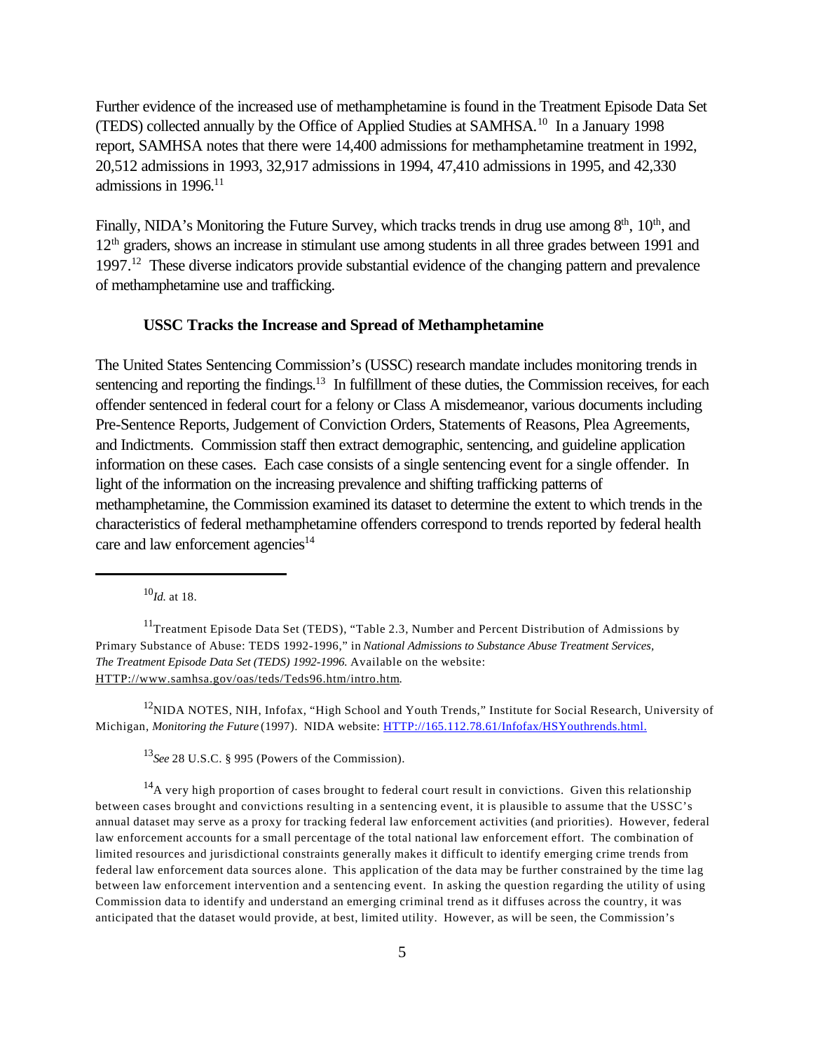Further evidence of the increased use of methamphetamine is found in the Treatment Episode Data Set (TEDS) collected annually by the Office of Applied Studies at SAMHSA.[10] In a January 1998 report, SAMHSA notes that there were 14,400 admissions for methamphetamine treatment in 1992, 20,512 admissions in 1993, 32,917 admissions in 1994, 47,410 admissions in 1995, and 42,330 admissions in 1996.[11]

Finally, NIDA's Monitoring the Future Survey, which tracks trends in drug use among 8th, 10th, and 12th graders, shows an increase in stimulant use among students in all three grades between 1991 and 1997.[12] These diverse indicators provide substantial evidence of the changing pattern and prevalence of methamphetamine use and trafficking.

### USSC Tracks the Increase and Spread of Methamphetamine

The United States Sentencing Commission's (USSC) research mandate includes monitoring trends in sentencing and reporting the findings.[13] In fulfillment of these duties, the Commission receives, for each offender sentenced in federal court for a felony or Class A misdemeanor, various documents including Pre-Sentence Reports, Judgement of Conviction Orders, Statements of Reasons, Plea Agreements, and Indictments. Commission staff then extract demographic, sentencing, and guideline application information on these cases. Each case consists of a single sentencing event for a single offender. In light of the information on the increasing prevalence and shifting trafficking patterns of methamphetamine, the Commission examined its dataset to determine the extent to which trends in the characteristics of federal methamphetamine offenders correspond to trends reported by federal health care and law enforcement agencies[14]

---

[10] *Id.* at 18.

[11] Treatment Episode Data Set (TEDS), "Table 2.3, Number and Percent Distribution of Admissions by Primary Substance of Abuse: TEDS 1992-1996," in *National Admissions to Substance Abuse Treatment Services, The Treatment Episode Data Set (TEDS) 1992-1996.* Available on the website: HTTP://www.samhsa.gov/oas/teds/Teds96.htm/intro.htm.

[12] NIDA NOTES, NIH, Infofax, "High School and Youth Trends," Institute for Social Research, University of Michigan, *Monitoring the Future* (1997). NIDA website: HTTP://165.112.78.61/Infofax/HSYouthrends.html.

[13] *See* 28 U.S.C. § 995 (Powers of the Commission).

[14] A very high proportion of cases brought to federal court result in convictions. Given this relationship between cases brought and convictions resulting in a sentencing event, it is plausible to assume that the USSC's annual dataset may serve as a proxy for tracking federal law enforcement activities (and priorities). However, federal law enforcement accounts for a small percentage of the total national law enforcement effort. The combination of limited resources and jurisdictional constraints generally makes it difficult to identify emerging crime trends from federal law enforcement data sources alone. This application of the data may be further constrained by the time lag between law enforcement intervention and a sentencing event. In asking the question regarding the utility of using Commission data to identify and understand an emerging criminal trend as it diffuses across the country, it was anticipated that the dataset would provide, at best, limited utility. However, as will be seen, the Commission's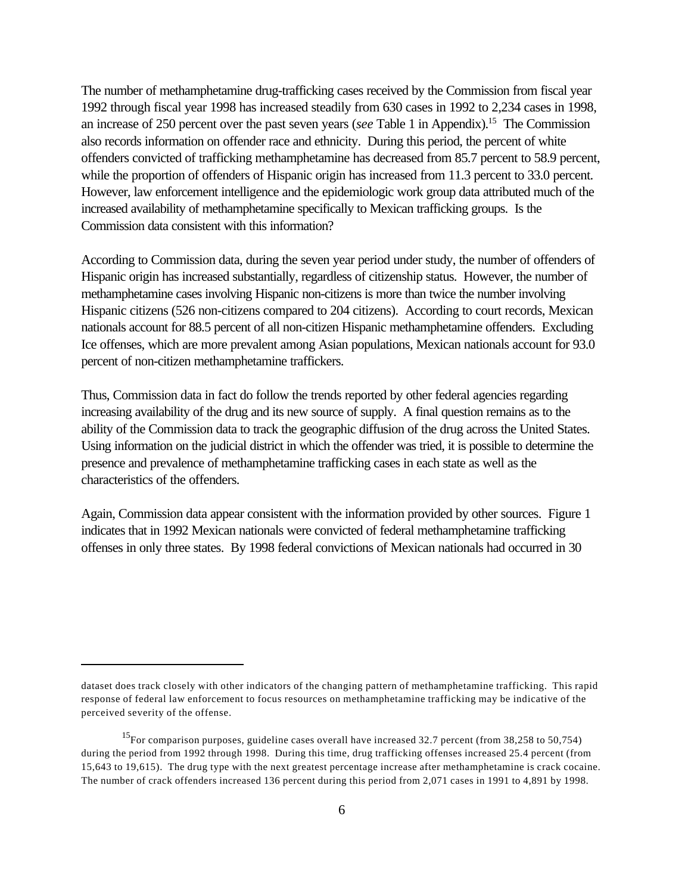The number of methamphetamine drug-trafficking cases received by the Commission from fiscal year 1992 through fiscal year 1998 has increased steadily from 630 cases in 1992 to 2,234 cases in 1998, an increase of 250 percent over the past seven years (*see* Table 1 in Appendix).[15] The Commission also records information on offender race and ethnicity. During this period, the percent of white offenders convicted of trafficking methamphetamine has decreased from 85.7 percent to 58.9 percent, while the proportion of offenders of Hispanic origin has increased from 11.3 percent to 33.0 percent. However, law enforcement intelligence and the epidemiologic work group data attributed much of the increased availability of methamphetamine specifically to Mexican trafficking groups. Is the Commission data consistent with this information?

According to Commission data, during the seven year period under study, the number of offenders of Hispanic origin has increased substantially, regardless of citizenship status. However, the number of methamphetamine cases involving Hispanic non-citizens is more than twice the number involving Hispanic citizens (526 non-citizens compared to 204 citizens). According to court records, Mexican nationals account for 88.5 percent of all non-citizen Hispanic methamphetamine offenders. Excluding Ice offenses, which are more prevalent among Asian populations, Mexican nationals account for 93.0 percent of non-citizen methamphetamine traffickers.

Thus, Commission data in fact do follow the trends reported by other federal agencies regarding increasing availability of the drug and its new source of supply. A final question remains as to the ability of the Commission data to track the geographic diffusion of the drug across the United States. Using information on the judicial district in which the offender was tried, it is possible to determine the presence and prevalence of methamphetamine trafficking cases in each state as well as the characteristics of the offenders.

Again, Commission data appear consistent with the information provided by other sources. Figure 1 indicates that in 1992 Mexican nationals were convicted of federal methamphetamine trafficking offenses in only three states. By 1998 federal convictions of Mexican nationals had occurred in 30

---

dataset does track closely with other indicators of the changing pattern of methamphetamine trafficking. This rapid response of federal law enforcement to focus resources on methamphetamine trafficking may be indicative of the perceived severity of the offense.

[15] For comparison purposes, guideline cases overall have increased 32.7 percent (from 38,258 to 50,754) during the period from 1992 through 1998. During this time, drug trafficking offenses increased 25.4 percent (from 15,643 to 19,615). The drug type with the next greatest percentage increase after methamphetamine is crack cocaine. The number of crack offenders increased 136 percent during this period from 2,071 cases in 1991 to 4,891 by 1998.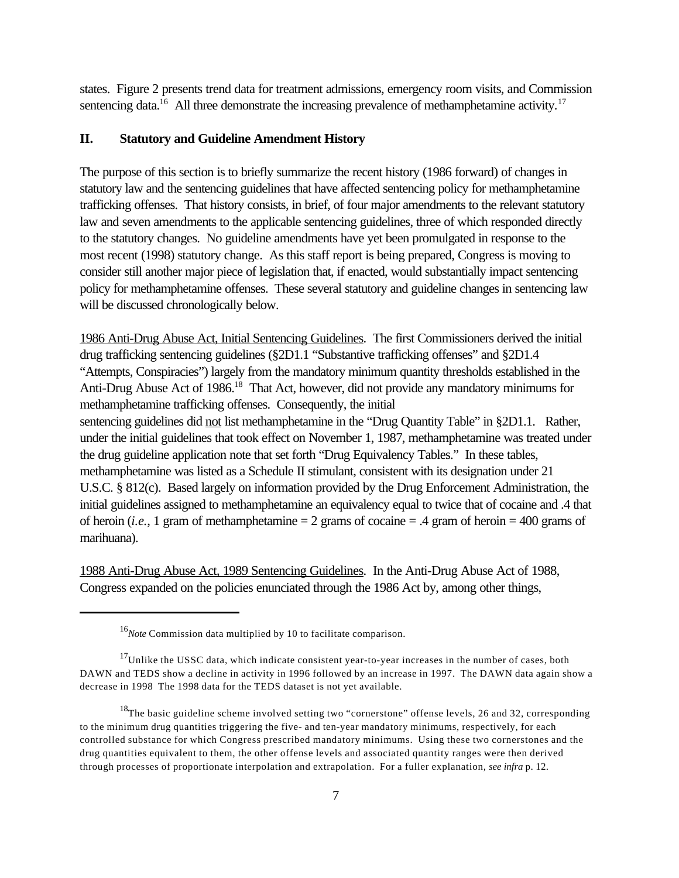states. Figure 2 presents trend data for treatment admissions, emergency room visits, and Commission sentencing data.[16] All three demonstrate the increasing prevalence of methamphetamine activity.[17]

## II. Statutory and Guideline Amendment History

The purpose of this section is to briefly summarize the recent history (1986 forward) of changes in statutory law and the sentencing guidelines that have affected sentencing policy for methamphetamine trafficking offenses. That history consists, in brief, of four major amendments to the relevant statutory law and seven amendments to the applicable sentencing guidelines, three of which responded directly to the statutory changes. No guideline amendments have yet been promulgated in response to the most recent (1998) statutory change. As this staff report is being prepared, Congress is moving to consider still another major piece of legislation that, if enacted, would substantially impact sentencing policy for methamphetamine offenses. These several statutory and guideline changes in sentencing law will be discussed chronologically below.

<u>1986 Anti-Drug Abuse Act, Initial Sentencing Guidelines</u>. The first Commissioners derived the initial drug trafficking sentencing guidelines (§2D1.1 "Substantive trafficking offenses" and §2D1.4 "Attempts, Conspiracies") largely from the mandatory minimum quantity thresholds established in the Anti-Drug Abuse Act of 1986.[18] That Act, however, did not provide any mandatory minimums for methamphetamine trafficking offenses. Consequently, the initial sentencing guidelines did <u>not</u> list methamphetamine in the "Drug Quantity Table" in §2D1.1. Rather, under the initial guidelines that took effect on November 1, 1987, methamphetamine was treated under the drug guideline application note that set forth "Drug Equivalency Tables." In these tables, methamphetamine was listed as a Schedule II stimulant, consistent with its designation under 21 U.S.C. § 812(c). Based largely on information provided by the Drug Enforcement Administration, the initial guidelines assigned to methamphetamine an equivalency equal to twice that of cocaine and .4 that of heroin (*i.e.*, 1 gram of methamphetamine = 2 grams of cocaine = .4 gram of heroin = 400 grams of marihuana).

<u>1988 Anti-Drug Abuse Act, 1989 Sentencing Guidelines</u>. In the Anti-Drug Abuse Act of 1988, Congress expanded on the policies enunciated through the 1986 Act by, among other things,

---

[16] *Note* Commission data multiplied by 10 to facilitate comparison.

[17] Unlike the USSC data, which indicate consistent year-to-year increases in the number of cases, both DAWN and TEDS show a decline in activity in 1996 followed by an increase in 1997. The DAWN data again show a decrease in 1998 The 1998 data for the TEDS dataset is not yet available.

[18] The basic guideline scheme involved setting two "cornerstone" offense levels, 26 and 32, corresponding to the minimum drug quantities triggering the five- and ten-year mandatory minimums, respectively, for each controlled substance for which Congress prescribed mandatory minimums. Using these two cornerstones and the drug quantities equivalent to them, the other offense levels and associated quantity ranges were then derived through processes of proportionate interpolation and extrapolation. For a fuller explanation, *see infra* p. 12.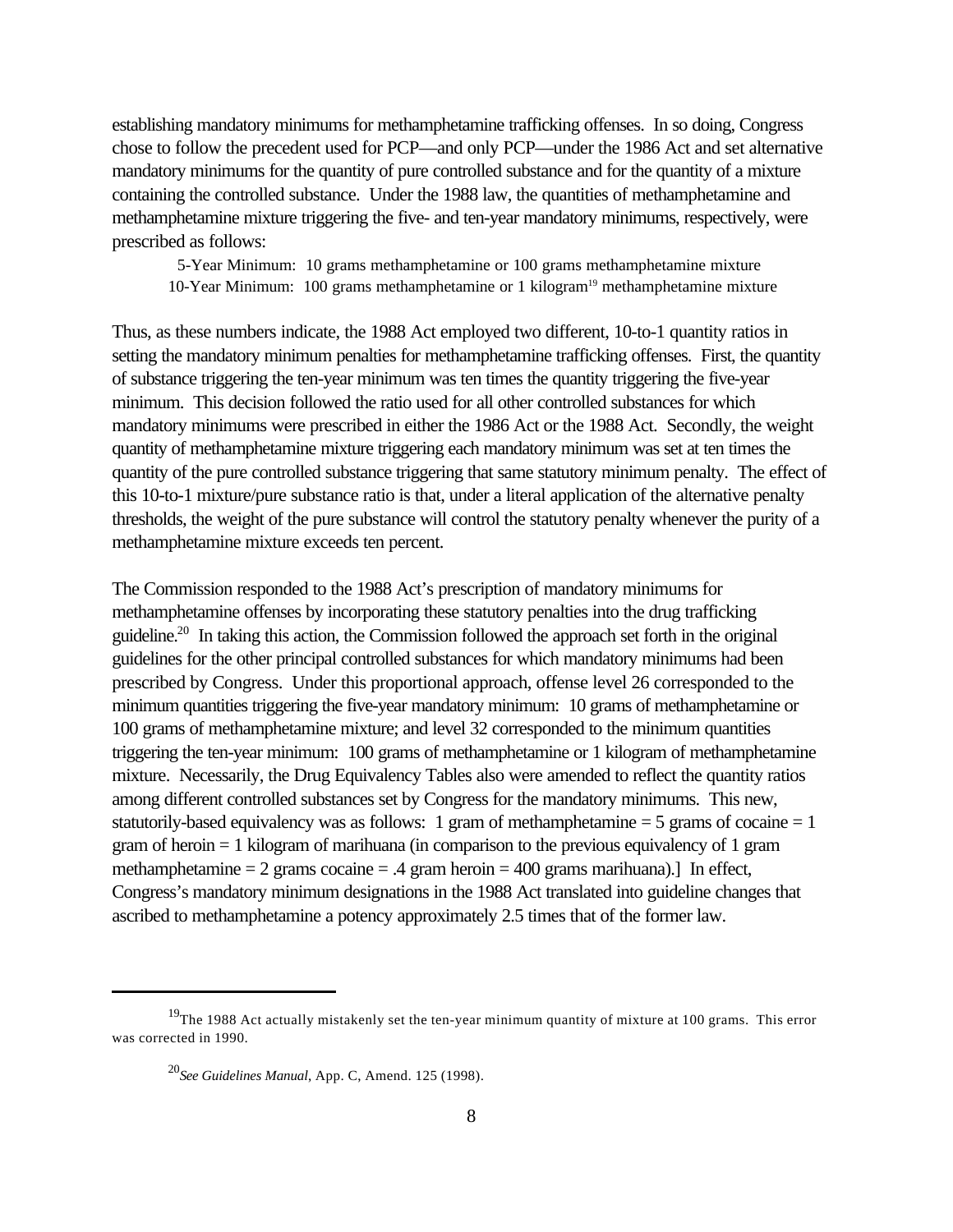establishing mandatory minimums for methamphetamine trafficking offenses. In so doing, Congress chose to follow the precedent used for PCP—and only PCP—under the 1986 Act and set alternative mandatory minimums for the quantity of pure controlled substance and for the quantity of a mixture containing the controlled substance. Under the 1988 law, the quantities of methamphetamine and methamphetamine mixture triggering the five- and ten-year mandatory minimums, respectively, were prescribed as follows:

> 5-Year Minimum: 10 grams methamphetamine or 100 grams methamphetamine mixture
> 10-Year Minimum: 100 grams methamphetamine or 1 kilogram[19] methamphetamine mixture

Thus, as these numbers indicate, the 1988 Act employed two different, 10-to-1 quantity ratios in setting the mandatory minimum penalties for methamphetamine trafficking offenses. First, the quantity of substance triggering the ten-year minimum was ten times the quantity triggering the five-year minimum. This decision followed the ratio used for all other controlled substances for which mandatory minimums were prescribed in either the 1986 Act or the 1988 Act. Secondly, the weight quantity of methamphetamine mixture triggering each mandatory minimum was set at ten times the quantity of the pure controlled substance triggering that same statutory minimum penalty. The effect of this 10-to-1 mixture/pure substance ratio is that, under a literal application of the alternative penalty thresholds, the weight of the pure substance will control the statutory penalty whenever the purity of a methamphetamine mixture exceeds ten percent.

The Commission responded to the 1988 Act's prescription of mandatory minimums for methamphetamine offenses by incorporating these statutory penalties into the drug trafficking guideline.[20] In taking this action, the Commission followed the approach set forth in the original guidelines for the other principal controlled substances for which mandatory minimums had been prescribed by Congress. Under this proportional approach, offense level 26 corresponded to the minimum quantities triggering the five-year mandatory minimum: 10 grams of methamphetamine or 100 grams of methamphetamine mixture; and level 32 corresponded to the minimum quantities triggering the ten-year minimum: 100 grams of methamphetamine or 1 kilogram of methamphetamine mixture. Necessarily, the Drug Equivalency Tables also were amended to reflect the quantity ratios among different controlled substances set by Congress for the mandatory minimums. This new, statutorily-based equivalency was as follows: 1 gram of methamphetamine = 5 grams of cocaine = 1 gram of heroin = 1 kilogram of marihuana (in comparison to the previous equivalency of 1 gram methamphetamine = 2 grams cocaine = .4 gram heroin = 400 grams marihuana).] In effect, Congress's mandatory minimum designations in the 1988 Act translated into guideline changes that ascribed to methamphetamine a potency approximately 2.5 times that of the former law.

---

[19] The 1988 Act actually mistakenly set the ten-year minimum quantity of mixture at 100 grams. This error was corrected in 1990.

[20] *See Guidelines Manual*, App. C, Amend. 125 (1998).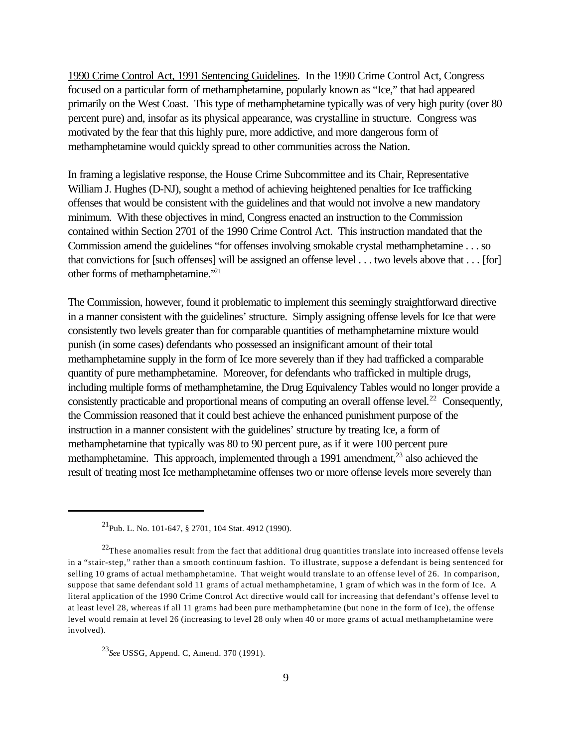1990 Crime Control Act, 1991 Sentencing Guidelines. In the 1990 Crime Control Act, Congress focused on a particular form of methamphetamine, popularly known as "Ice," that had appeared primarily on the West Coast. This type of methamphetamine typically was of very high purity (over 80 percent pure) and, insofar as its physical appearance, was crystalline in structure. Congress was motivated by the fear that this highly pure, more addictive, and more dangerous form of methamphetamine would quickly spread to other communities across the Nation.

In framing a legislative response, the House Crime Subcommittee and its Chair, Representative William J. Hughes (D-NJ), sought a method of achieving heightened penalties for Ice trafficking offenses that would be consistent with the guidelines and that would not involve a new mandatory minimum. With these objectives in mind, Congress enacted an instruction to the Commission contained within Section 2701 of the 1990 Crime Control Act. This instruction mandated that the Commission amend the guidelines "for offenses involving smokable crystal methamphetamine . . . so that convictions for [such offenses] will be assigned an offense level . . . two levels above that . . . [for] other forms of methamphetamine."[21]

The Commission, however, found it problematic to implement this seemingly straightforward directive in a manner consistent with the guidelines' structure. Simply assigning offense levels for Ice that were consistently two levels greater than for comparable quantities of methamphetamine mixture would punish (in some cases) defendants who possessed an insignificant amount of their total methamphetamine supply in the form of Ice more severely than if they had trafficked a comparable quantity of pure methamphetamine. Moreover, for defendants who trafficked in multiple drugs, including multiple forms of methamphetamine, the Drug Equivalency Tables would no longer provide a consistently practicable and proportional means of computing an overall offense level.[22] Consequently, the Commission reasoned that it could best achieve the enhanced punishment purpose of the instruction in a manner consistent with the guidelines' structure by treating Ice, a form of methamphetamine that typically was 80 to 90 percent pure, as if it were 100 percent pure methamphetamine. This approach, implemented through a 1991 amendment,[23] also achieved the result of treating most Ice methamphetamine offenses two or more offense levels more severely than

---

[21] Pub. L. No. 101-647, § 2701, 104 Stat. 4912 (1990).

[22] These anomalies result from the fact that additional drug quantities translate into increased offense levels in a "stair-step," rather than a smooth continuum fashion. To illustrate, suppose a defendant is being sentenced for selling 10 grams of actual methamphetamine. That weight would translate to an offense level of 26. In comparison, suppose that same defendant sold 11 grams of actual methamphetamine, 1 gram of which was in the form of Ice. A literal application of the 1990 Crime Control Act directive would call for increasing that defendant's offense level to at least level 28, whereas if all 11 grams had been pure methamphetamine (but none in the form of Ice), the offense level would remain at level 26 (increasing to level 28 only when 40 or more grams of actual methamphetamine were involved).

[23] *See* USSG, Append. C, Amend. 370 (1991).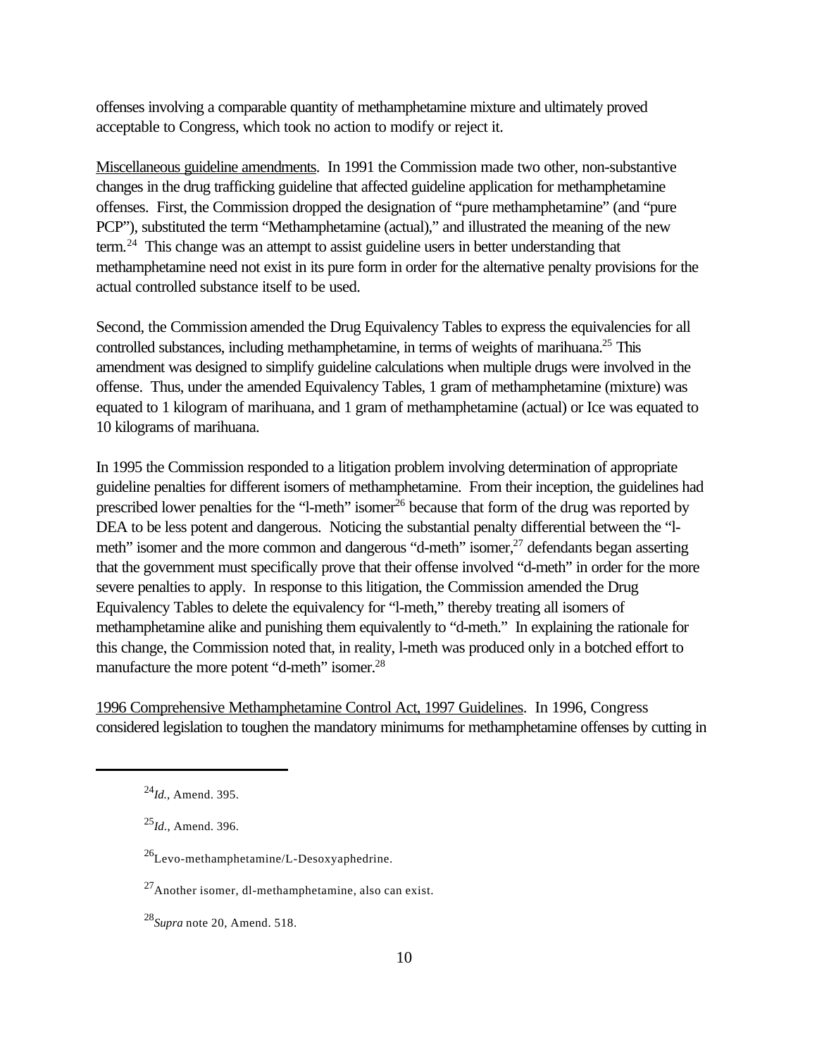offenses involving a comparable quantity of methamphetamine mixture and ultimately proved acceptable to Congress, which took no action to modify or reject it.

Miscellaneous guideline amendments. In 1991 the Commission made two other, non-substantive changes in the drug trafficking guideline that affected guideline application for methamphetamine offenses. First, the Commission dropped the designation of "pure methamphetamine" (and "pure PCP"), substituted the term "Methamphetamine (actual)," and illustrated the meaning of the new term.[24] This change was an attempt to assist guideline users in better understanding that methamphetamine need not exist in its pure form in order for the alternative penalty provisions for the actual controlled substance itself to be used.

Second, the Commission amended the Drug Equivalency Tables to express the equivalencies for all controlled substances, including methamphetamine, in terms of weights of marihuana.[25] This amendment was designed to simplify guideline calculations when multiple drugs were involved in the offense. Thus, under the amended Equivalency Tables, 1 gram of methamphetamine (mixture) was equated to 1 kilogram of marihuana, and 1 gram of methamphetamine (actual) or Ice was equated to 10 kilograms of marihuana.

In 1995 the Commission responded to a litigation problem involving determination of appropriate guideline penalties for different isomers of methamphetamine. From their inception, the guidelines had prescribed lower penalties for the "l-meth" isomer[26] because that form of the drug was reported by DEA to be less potent and dangerous. Noticing the substantial penalty differential between the "l-meth" isomer and the more common and dangerous "d-meth" isomer,[27] defendants began asserting that the government must specifically prove that their offense involved "d-meth" in order for the more severe penalties to apply. In response to this litigation, the Commission amended the Drug Equivalency Tables to delete the equivalency for "l-meth," thereby treating all isomers of methamphetamine alike and punishing them equivalently to "d-meth." In explaining the rationale for this change, the Commission noted that, in reality, l-meth was produced only in a botched effort to manufacture the more potent "d-meth" isomer.[28]

1996 Comprehensive Methamphetamine Control Act, 1997 Guidelines. In 1996, Congress considered legislation to toughen the mandatory minimums for methamphetamine offenses by cutting in

---

[24] *Id.*, Amend. 395.

[25] *Id.*, Amend. 396.

[26] Levo-methamphetamine/L-Desoxyaphedrine.

[27] Another isomer, dl-methamphetamine, also can exist.

[28] *Supra* note 20, Amend. 518.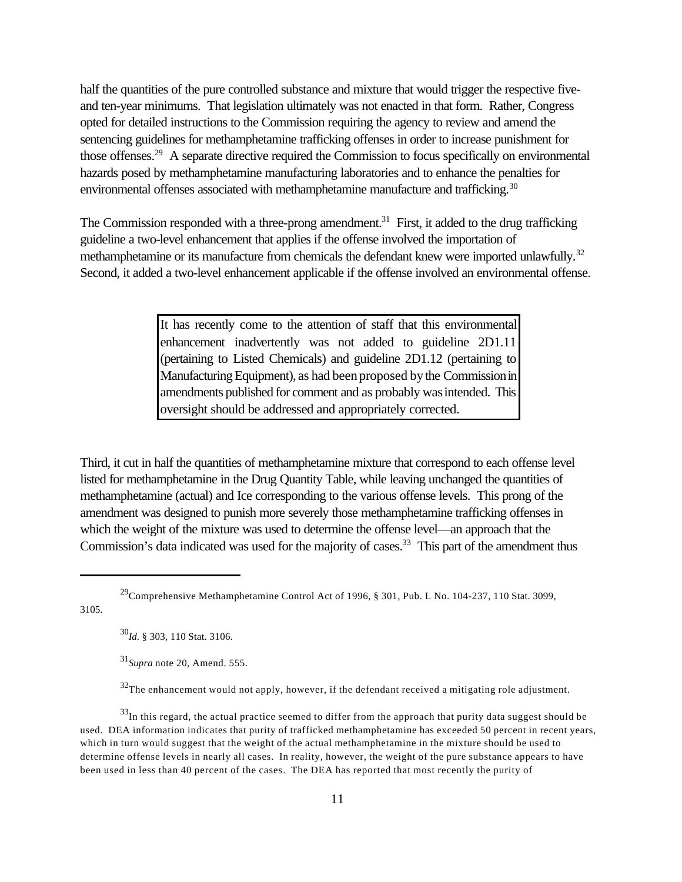half the quantities of the pure controlled substance and mixture that would trigger the respective five- and ten-year minimums. That legislation ultimately was not enacted in that form. Rather, Congress opted for detailed instructions to the Commission requiring the agency to review and amend the sentencing guidelines for methamphetamine trafficking offenses in order to increase punishment for those offenses.[29] A separate directive required the Commission to focus specifically on environmental hazards posed by methamphetamine manufacturing laboratories and to enhance the penalties for environmental offenses associated with methamphetamine manufacture and trafficking.[30]

The Commission responded with a three-prong amendment.[31] First, it added to the drug trafficking guideline a two-level enhancement that applies if the offense involved the importation of methamphetamine or its manufacture from chemicals the defendant knew were imported unlawfully.[32] Second, it added a two-level enhancement applicable if the offense involved an environmental offense.

> It has recently come to the attention of staff that this environmental enhancement inadvertently was not added to guideline 2D1.11 (pertaining to Listed Chemicals) and guideline 2D1.12 (pertaining to Manufacturing Equipment), as had been proposed by the Commission in amendments published for comment and as probably was intended. This oversight should be addressed and appropriately corrected.

Third, it cut in half the quantities of methamphetamine mixture that correspond to each offense level listed for methamphetamine in the Drug Quantity Table, while leaving unchanged the quantities of methamphetamine (actual) and Ice corresponding to the various offense levels. This prong of the amendment was designed to punish more severely those methamphetamine trafficking offenses in which the weight of the mixture was used to determine the offense level—an approach that the Commission's data indicated was used for the majority of cases.[33] This part of the amendment thus

---

[29] Comprehensive Methamphetamine Control Act of 1996, § 301, Pub. L No. 104-237, 110 Stat. 3099, 3105.

[30] *Id*. § 303, 110 Stat. 3106.

[31] *Supra* note 20, Amend. 555.

[32] The enhancement would not apply, however, if the defendant received a mitigating role adjustment.

[33] In this regard, the actual practice seemed to differ from the approach that purity data suggest should be used. DEA information indicates that purity of trafficked methamphetamine has exceeded 50 percent in recent years, which in turn would suggest that the weight of the actual methamphetamine in the mixture should be used to determine offense levels in nearly all cases. In reality, however, the weight of the pure substance appears to have been used in less than 40 percent of the cases. The DEA has reported that most recently the purity of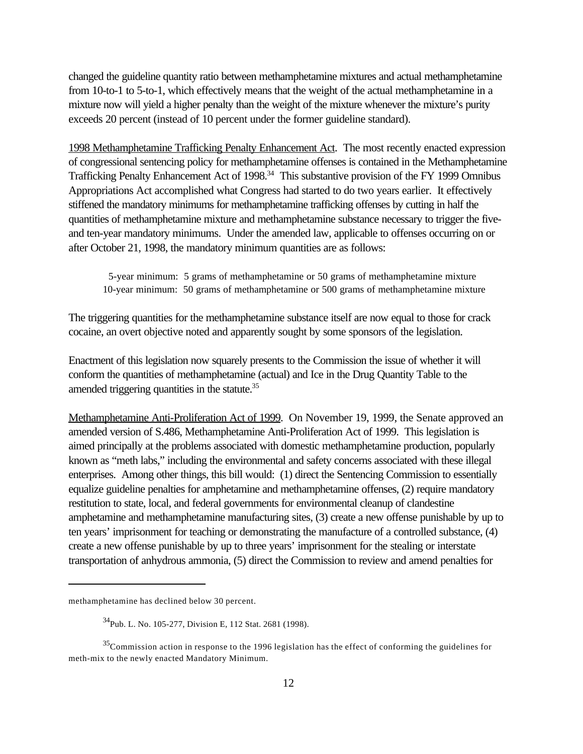changed the guideline quantity ratio between methamphetamine mixtures and actual methamphetamine from 10-to-1 to 5-to-1, which effectively means that the weight of the actual methamphetamine in a mixture now will yield a higher penalty than the weight of the mixture whenever the mixture's purity exceeds 20 percent (instead of 10 percent under the former guideline standard).

<u>1998 Methamphetamine Trafficking Penalty Enhancement Act</u>. The most recently enacted expression of congressional sentencing policy for methamphetamine offenses is contained in the Methamphetamine Trafficking Penalty Enhancement Act of 1998.[34] This substantive provision of the FY 1999 Omnibus Appropriations Act accomplished what Congress had started to do two years earlier. It effectively stiffened the mandatory minimums for methamphetamine trafficking offenses by cutting in half the quantities of methamphetamine mixture and methamphetamine substance necessary to trigger the five- and ten-year mandatory minimums. Under the amended law, applicable to offenses occurring on or after October 21, 1998, the mandatory minimum quantities are as follows:

> 5-year minimum: 5 grams of methamphetamine or 50 grams of methamphetamine mixture
> 10-year minimum: 50 grams of methamphetamine or 500 grams of methamphetamine mixture

The triggering quantities for the methamphetamine substance itself are now equal to those for crack cocaine, an overt objective noted and apparently sought by some sponsors of the legislation.

Enactment of this legislation now squarely presents to the Commission the issue of whether it will conform the quantities of methamphetamine (actual) and Ice in the Drug Quantity Table to the amended triggering quantities in the statute.[35]

<u>Methamphetamine Anti-Proliferation Act of 1999</u>. On November 19, 1999, the Senate approved an amended version of S.486, Methamphetamine Anti-Proliferation Act of 1999. This legislation is aimed principally at the problems associated with domestic methamphetamine production, popularly known as "meth labs," including the environmental and safety concerns associated with these illegal enterprises. Among other things, this bill would: (1) direct the Sentencing Commission to essentially equalize guideline penalties for amphetamine and methamphetamine offenses, (2) require mandatory restitution to state, local, and federal governments for environmental cleanup of clandestine amphetamine and methamphetamine manufacturing sites, (3) create a new offense punishable by up to ten years' imprisonment for teaching or demonstrating the manufacture of a controlled substance, (4) create a new offense punishable by up to three years' imprisonment for the stealing or interstate transportation of anhydrous ammonia, (5) direct the Commission to review and amend penalties for

---

methamphetamine has declined below 30 percent.

[34] Pub. L. No. 105-277, Division E, 112 Stat. 2681 (1998).

[35] Commission action in response to the 1996 legislation has the effect of conforming the guidelines for meth-mix to the newly enacted Mandatory Minimum.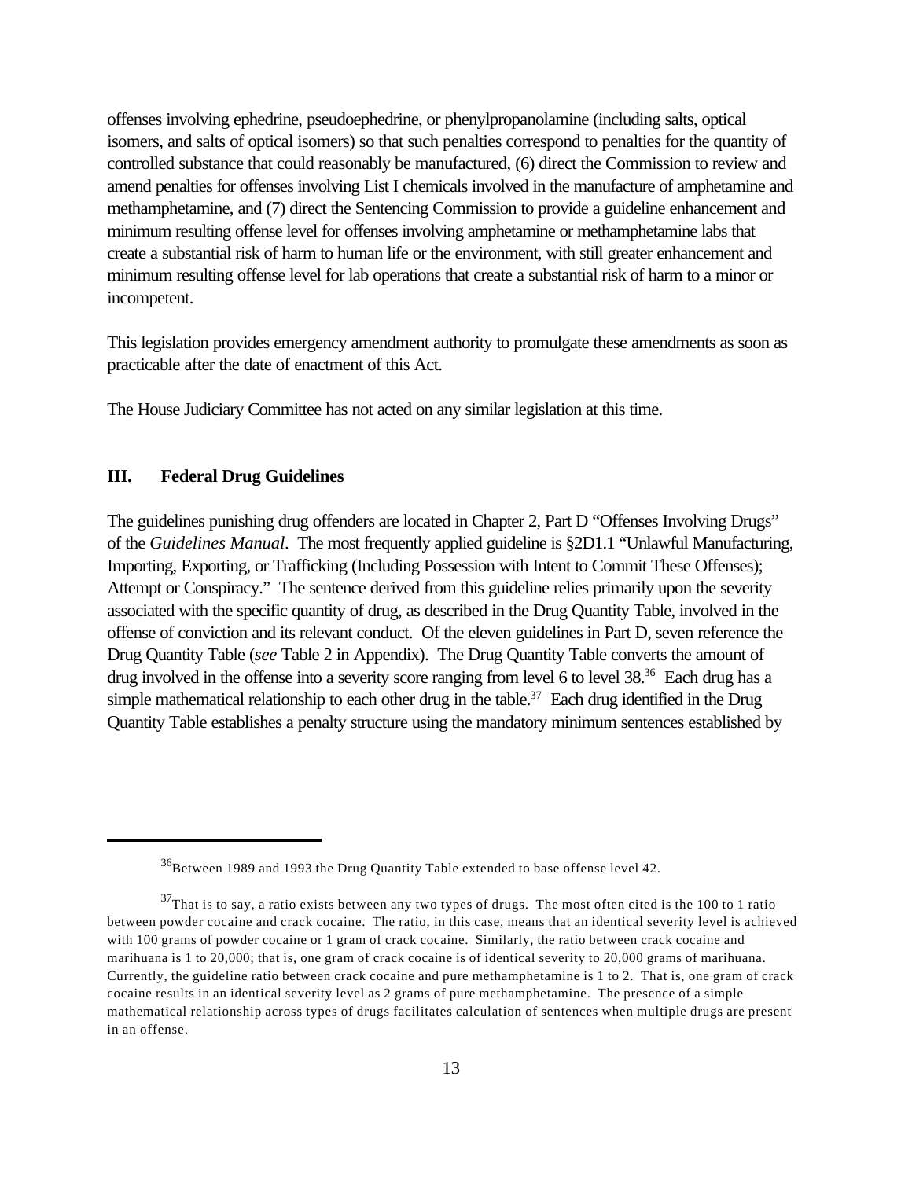offenses involving ephedrine, pseudoephedrine, or phenylpropanolamine (including salts, optical isomers, and salts of optical isomers) so that such penalties correspond to penalties for the quantity of controlled substance that could reasonably be manufactured, (6) direct the Commission to review and amend penalties for offenses involving List I chemicals involved in the manufacture of amphetamine and methamphetamine, and (7) direct the Sentencing Commission to provide a guideline enhancement and minimum resulting offense level for offenses involving amphetamine or methamphetamine labs that create a substantial risk of harm to human life or the environment, with still greater enhancement and minimum resulting offense level for lab operations that create a substantial risk of harm to a minor or incompetent.

This legislation provides emergency amendment authority to promulgate these amendments as soon as practicable after the date of enactment of this Act.

The House Judiciary Committee has not acted on any similar legislation at this time.

## III. Federal Drug Guidelines

The guidelines punishing drug offenders are located in Chapter 2, Part D "Offenses Involving Drugs" of the *Guidelines Manual*. The most frequently applied guideline is §2D1.1 "Unlawful Manufacturing, Importing, Exporting, or Trafficking (Including Possession with Intent to Commit These Offenses); Attempt or Conspiracy." The sentence derived from this guideline relies primarily upon the severity associated with the specific quantity of drug, as described in the Drug Quantity Table, involved in the offense of conviction and its relevant conduct. Of the eleven guidelines in Part D, seven reference the Drug Quantity Table (*see* Table 2 in Appendix). The Drug Quantity Table converts the amount of drug involved in the offense into a severity score ranging from level 6 to level 38.[36] Each drug has a simple mathematical relationship to each other drug in the table.[37] Each drug identified in the Drug Quantity Table establishes a penalty structure using the mandatory minimum sentences established by

---

[36]Between 1989 and 1993 the Drug Quantity Table extended to base offense level 42.

[37]That is to say, a ratio exists between any two types of drugs. The most often cited is the 100 to 1 ratio between powder cocaine and crack cocaine. The ratio, in this case, means that an identical severity level is achieved with 100 grams of powder cocaine or 1 gram of crack cocaine. Similarly, the ratio between crack cocaine and marihuana is 1 to 20,000; that is, one gram of crack cocaine is of identical severity to 20,000 grams of marihuana. Currently, the guideline ratio between crack cocaine and pure methamphetamine is 1 to 2. That is, one gram of crack cocaine results in an identical severity level as 2 grams of pure methamphetamine. The presence of a simple mathematical relationship across types of drugs facilitates calculation of sentences when multiple drugs are present in an offense.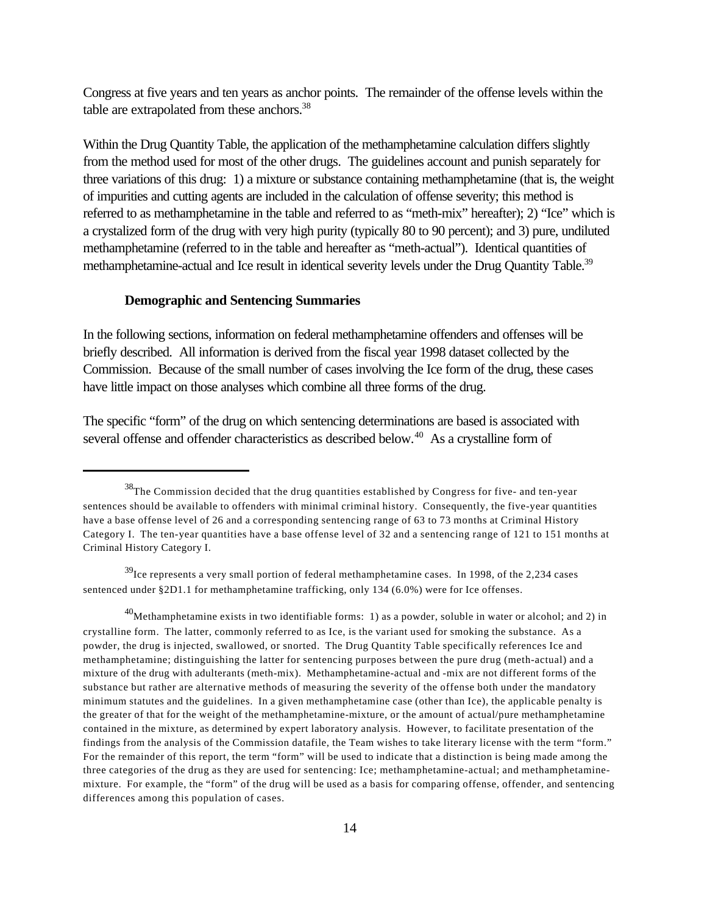Congress at five years and ten years as anchor points. The remainder of the offense levels within the table are extrapolated from these anchors.[38]

Within the Drug Quantity Table, the application of the methamphetamine calculation differs slightly from the method used for most of the other drugs. The guidelines account and punish separately for three variations of this drug: 1) a mixture or substance containing methamphetamine (that is, the weight of impurities and cutting agents are included in the calculation of offense severity; this method is referred to as methamphetamine in the table and referred to as "meth-mix" hereafter); 2) "Ice" which is a crystalized form of the drug with very high purity (typically 80 to 90 percent); and 3) pure, undiluted methamphetamine (referred to in the table and hereafter as "meth-actual"). Identical quantities of methamphetamine-actual and Ice result in identical severity levels under the Drug Quantity Table.[39]

### Demographic and Sentencing Summaries

In the following sections, information on federal methamphetamine offenders and offenses will be briefly described. All information is derived from the fiscal year 1998 dataset collected by the Commission. Because of the small number of cases involving the Ice form of the drug, these cases have little impact on those analyses which combine all three forms of the drug.

The specific "form" of the drug on which sentencing determinations are based is associated with several offense and offender characteristics as described below.[40] As a crystalline form of

---

[38]The Commission decided that the drug quantities established by Congress for five- and ten-year sentences should be available to offenders with minimal criminal history. Consequently, the five-year quantities have a base offense level of 26 and a corresponding sentencing range of 63 to 73 months at Criminal History Category I. The ten-year quantities have a base offense level of 32 and a sentencing range of 121 to 151 months at Criminal History Category I.

[39]Ice represents a very small portion of federal methamphetamine cases. In 1998, of the 2,234 cases sentenced under §2D1.1 for methamphetamine trafficking, only 134 (6.0%) were for Ice offenses.

[40]Methamphetamine exists in two identifiable forms: 1) as a powder, soluble in water or alcohol; and 2) in crystalline form. The latter, commonly referred to as Ice, is the variant used for smoking the substance. As a powder, the drug is injected, swallowed, or snorted. The Drug Quantity Table specifically references Ice and methamphetamine; distinguishing the latter for sentencing purposes between the pure drug (meth-actual) and a mixture of the drug with adulterants (meth-mix). Methamphetamine-actual and -mix are not different forms of the substance but rather are alternative methods of measuring the severity of the offense both under the mandatory minimum statutes and the guidelines. In a given methamphetamine case (other than Ice), the applicable penalty is the greater of that for the weight of the methamphetamine-mixture, or the amount of actual/pure methamphetamine contained in the mixture, as determined by expert laboratory analysis. However, to facilitate presentation of the findings from the analysis of the Commission datafile, the Team wishes to take literary license with the term "form." For the remainder of this report, the term "form" will be used to indicate that a distinction is being made among the three categories of the drug as they are used for sentencing: Ice; methamphetamine-actual; and methamphetamine-mixture. For example, the "form" of the drug will be used as a basis for comparing offense, offender, and sentencing differences among this population of cases.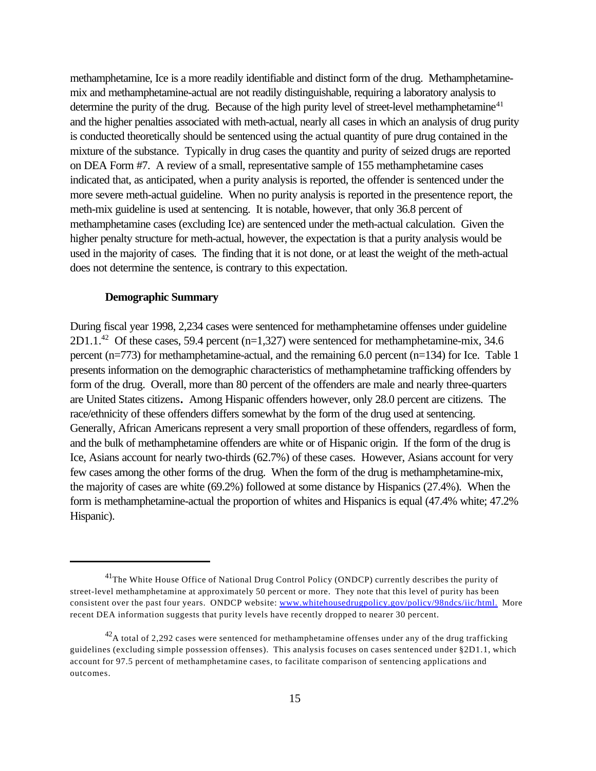methamphetamine, Ice is a more readily identifiable and distinct form of the drug. Methamphetamine-mix and methamphetamine-actual are not readily distinguishable, requiring a laboratory analysis to determine the purity of the drug. Because of the high purity level of street-level methamphetamine[41] and the higher penalties associated with meth-actual, nearly all cases in which an analysis of drug purity is conducted theoretically should be sentenced using the actual quantity of pure drug contained in the mixture of the substance. Typically in drug cases the quantity and purity of seized drugs are reported on DEA Form #7. A review of a small, representative sample of 155 methamphetamine cases indicated that, as anticipated, when a purity analysis is reported, the offender is sentenced under the more severe meth-actual guideline. When no purity analysis is reported in the presentence report, the meth-mix guideline is used at sentencing. It is notable, however, that only 36.8 percent of methamphetamine cases (excluding Ice) are sentenced under the meth-actual calculation. Given the higher penalty structure for meth-actual, however, the expectation is that a purity analysis would be used in the majority of cases. The finding that it is not done, or at least the weight of the meth-actual does not determine the sentence, is contrary to this expectation.

### Demographic Summary

During fiscal year 1998, 2,234 cases were sentenced for methamphetamine offenses under guideline 2D1.1.[42] Of these cases, 59.4 percent (n=1,327) were sentenced for methamphetamine-mix, 34.6 percent (n=773) for methamphetamine-actual, and the remaining 6.0 percent (n=134) for Ice. Table 1 presents information on the demographic characteristics of methamphetamine trafficking offenders by form of the drug. Overall, more than 80 percent of the offenders are male and nearly three-quarters are United States citizens. Among Hispanic offenders however, only 28.0 percent are citizens. The race/ethnicity of these offenders differs somewhat by the form of the drug used at sentencing. Generally, African Americans represent a very small proportion of these offenders, regardless of form, and the bulk of methamphetamine offenders are white or of Hispanic origin. If the form of the drug is Ice, Asians account for nearly two-thirds (62.7%) of these cases. However, Asians account for very few cases among the other forms of the drug. When the form of the drug is methamphetamine-mix, the majority of cases are white (69.2%) followed at some distance by Hispanics (27.4%). When the form is methamphetamine-actual the proportion of whites and Hispanics is equal (47.4% white; 47.2% Hispanic).

---

[41] The White House Office of National Drug Control Policy (ONDCP) currently describes the purity of street-level methamphetamine at approximately 50 percent or more. They note that this level of purity has been consistent over the past four years. ONDCP website: www.whitehousedrugpolicy.gov/policy/98ndcs/iic/html. More recent DEA information suggests that purity levels have recently dropped to nearer 30 percent.

[42] A total of 2,292 cases were sentenced for methamphetamine offenses under any of the drug trafficking guidelines (excluding simple possession offenses). This analysis focuses on cases sentenced under §2D1.1, which account for 97.5 percent of methamphetamine cases, to facilitate comparison of sentencing applications and outcomes.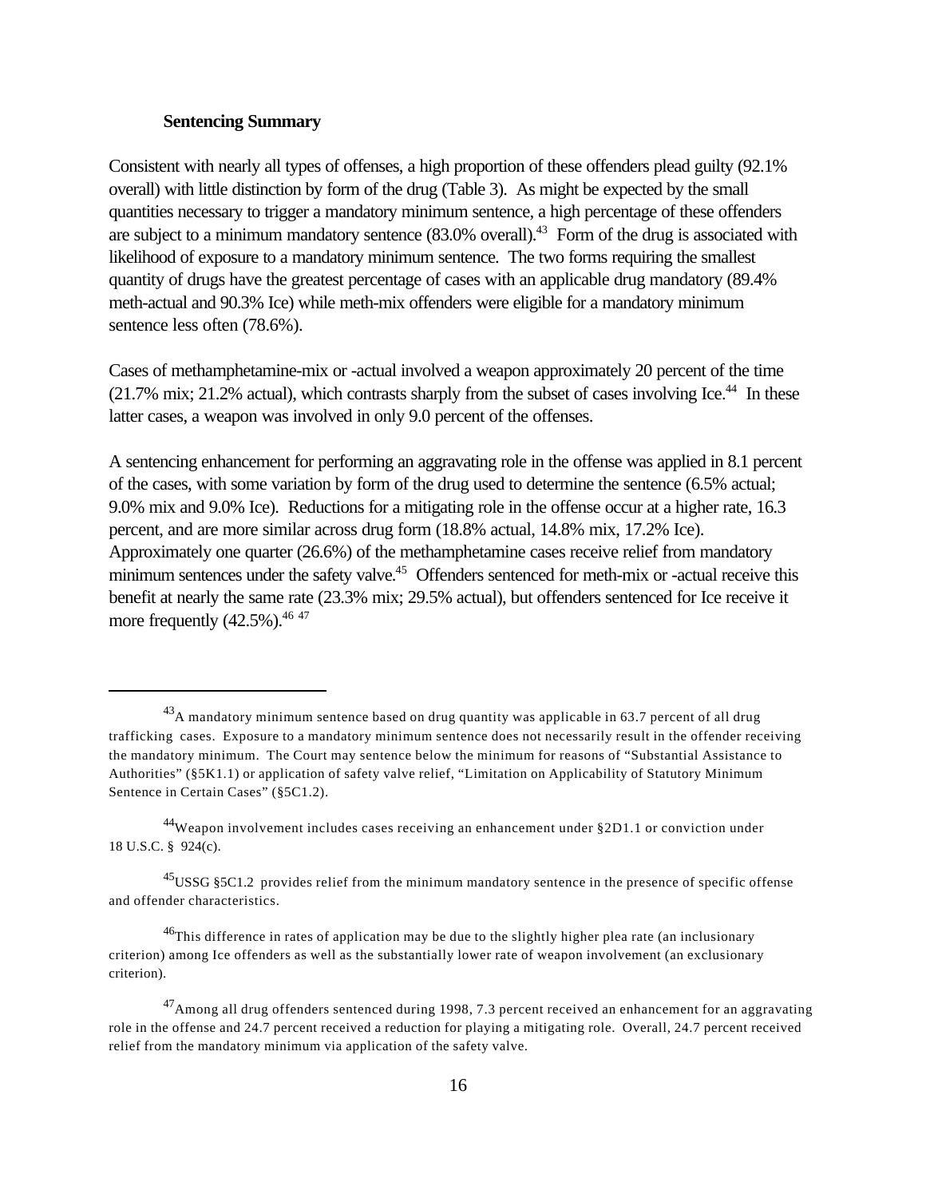**Sentencing Summary**

Consistent with nearly all types of offenses, a high proportion of these offenders plead guilty (92.1% overall) with little distinction by form of the drug (Table 3). As might be expected by the small quantities necessary to trigger a mandatory minimum sentence, a high percentage of these offenders are subject to a minimum mandatory sentence (83.0% overall).[43] Form of the drug is associated with likelihood of exposure to a mandatory minimum sentence. The two forms requiring the smallest quantity of drugs have the greatest percentage of cases with an applicable drug mandatory (89.4% meth-actual and 90.3% Ice) while meth-mix offenders were eligible for a mandatory minimum sentence less often (78.6%).

Cases of methamphetamine-mix or -actual involved a weapon approximately 20 percent of the time (21.7% mix; 21.2% actual), which contrasts sharply from the subset of cases involving Ice.[44] In these latter cases, a weapon was involved in only 9.0 percent of the offenses.

A sentencing enhancement for performing an aggravating role in the offense was applied in 8.1 percent of the cases, with some variation by form of the drug used to determine the sentence (6.5% actual; 9.0% mix and 9.0% Ice). Reductions for a mitigating role in the offense occur at a higher rate, 16.3 percent, and are more similar across drug form (18.8% actual, 14.8% mix, 17.2% Ice). Approximately one quarter (26.6%) of the methamphetamine cases receive relief from mandatory minimum sentences under the safety valve.[45] Offenders sentenced for meth-mix or -actual receive this benefit at nearly the same rate (23.3% mix; 29.5% actual), but offenders sentenced for Ice receive it more frequently (42.5%).[46] [47]

---

[43] A mandatory minimum sentence based on drug quantity was applicable in 63.7 percent of all drug trafficking cases. Exposure to a mandatory minimum sentence does not necessarily result in the offender receiving the mandatory minimum. The Court may sentence below the minimum for reasons of "Substantial Assistance to Authorities" (§5K1.1) or application of safety valve relief, "Limitation on Applicability of Statutory Minimum Sentence in Certain Cases" (§5C1.2).

[44] Weapon involvement includes cases receiving an enhancement under §2D1.1 or conviction under 18 U.S.C. § 924(c).

[45] USSG §5C1.2 provides relief from the minimum mandatory sentence in the presence of specific offense and offender characteristics.

[46] This difference in rates of application may be due to the slightly higher plea rate (an inclusionary criterion) among Ice offenders as well as the substantially lower rate of weapon involvement (an exclusionary criterion).

[47] Among all drug offenders sentenced during 1998, 7.3 percent received an enhancement for an aggravating role in the offense and 24.7 percent received a reduction for playing a mitigating role. Overall, 24.7 percent received relief from the mandatory minimum via application of the safety valve.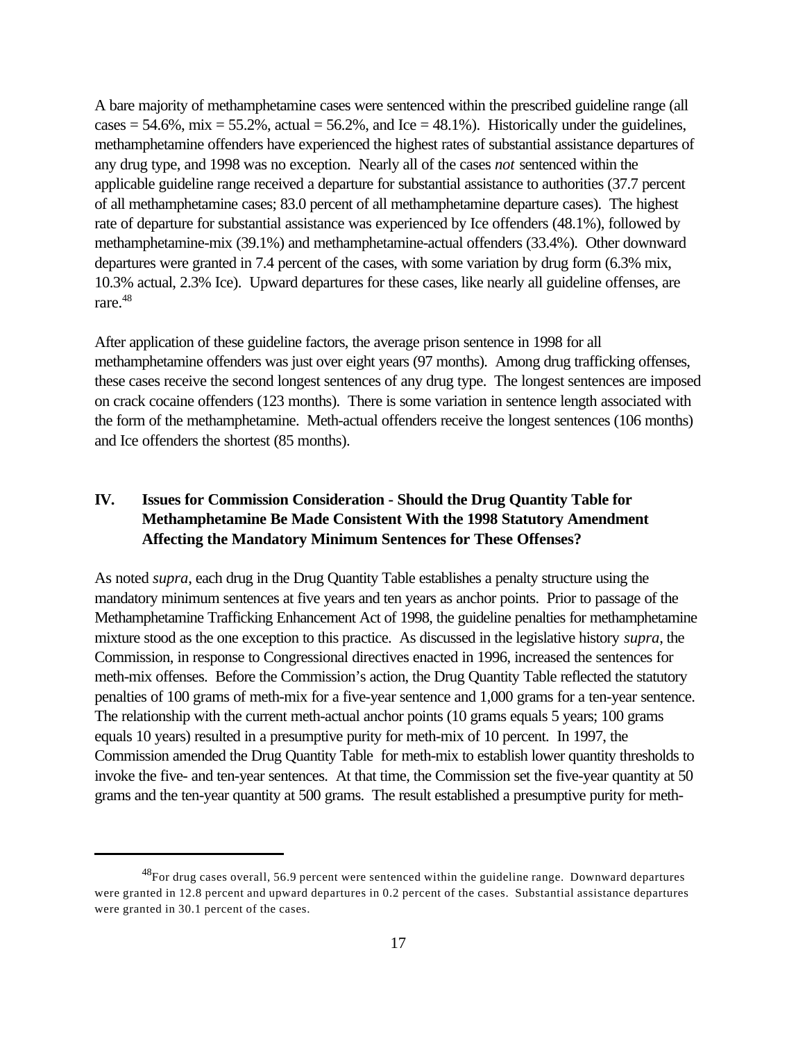A bare majority of methamphetamine cases were sentenced within the prescribed guideline range (all cases = 54.6%, mix = 55.2%, actual = 56.2%, and Ice = 48.1%). Historically under the guidelines, methamphetamine offenders have experienced the highest rates of substantial assistance departures of any drug type, and 1998 was no exception. Nearly all of the cases *not* sentenced within the applicable guideline range received a departure for substantial assistance to authorities (37.7 percent of all methamphetamine cases; 83.0 percent of all methamphetamine departure cases). The highest rate of departure for substantial assistance was experienced by Ice offenders (48.1%), followed by methamphetamine-mix (39.1%) and methamphetamine-actual offenders (33.4%). Other downward departures were granted in 7.4 percent of the cases, with some variation by drug form (6.3% mix, 10.3% actual, 2.3% Ice). Upward departures for these cases, like nearly all guideline offenses, are rare.[48]

After application of these guideline factors, the average prison sentence in 1998 for all methamphetamine offenders was just over eight years (97 months). Among drug trafficking offenses, these cases receive the second longest sentences of any drug type. The longest sentences are imposed on crack cocaine offenders (123 months). There is some variation in sentence length associated with the form of the methamphetamine. Meth-actual offenders receive the longest sentences (106 months) and Ice offenders the shortest (85 months).

## IV. Issues for Commission Consideration - Should the Drug Quantity Table for Methamphetamine Be Made Consistent With the 1998 Statutory Amendment Affecting the Mandatory Minimum Sentences for These Offenses?

As noted *supra*, each drug in the Drug Quantity Table establishes a penalty structure using the mandatory minimum sentences at five years and ten years as anchor points. Prior to passage of the Methamphetamine Trafficking Enhancement Act of 1998, the guideline penalties for methamphetamine mixture stood as the one exception to this practice. As discussed in the legislative history *supra*, the Commission, in response to Congressional directives enacted in 1996, increased the sentences for meth-mix offenses. Before the Commission's action, the Drug Quantity Table reflected the statutory penalties of 100 grams of meth-mix for a five-year sentence and 1,000 grams for a ten-year sentence. The relationship with the current meth-actual anchor points (10 grams equals 5 years; 100 grams equals 10 years) resulted in a presumptive purity for meth-mix of 10 percent. In 1997, the Commission amended the Drug Quantity Table for meth-mix to establish lower quantity thresholds to invoke the five- and ten-year sentences. At that time, the Commission set the five-year quantity at 50 grams and the ten-year quantity at 500 grams. The result established a presumptive purity for meth-

---

[48] For drug cases overall, 56.9 percent were sentenced within the guideline range. Downward departures were granted in 12.8 percent and upward departures in 0.2 percent of the cases. Substantial assistance departures were granted in 30.1 percent of the cases.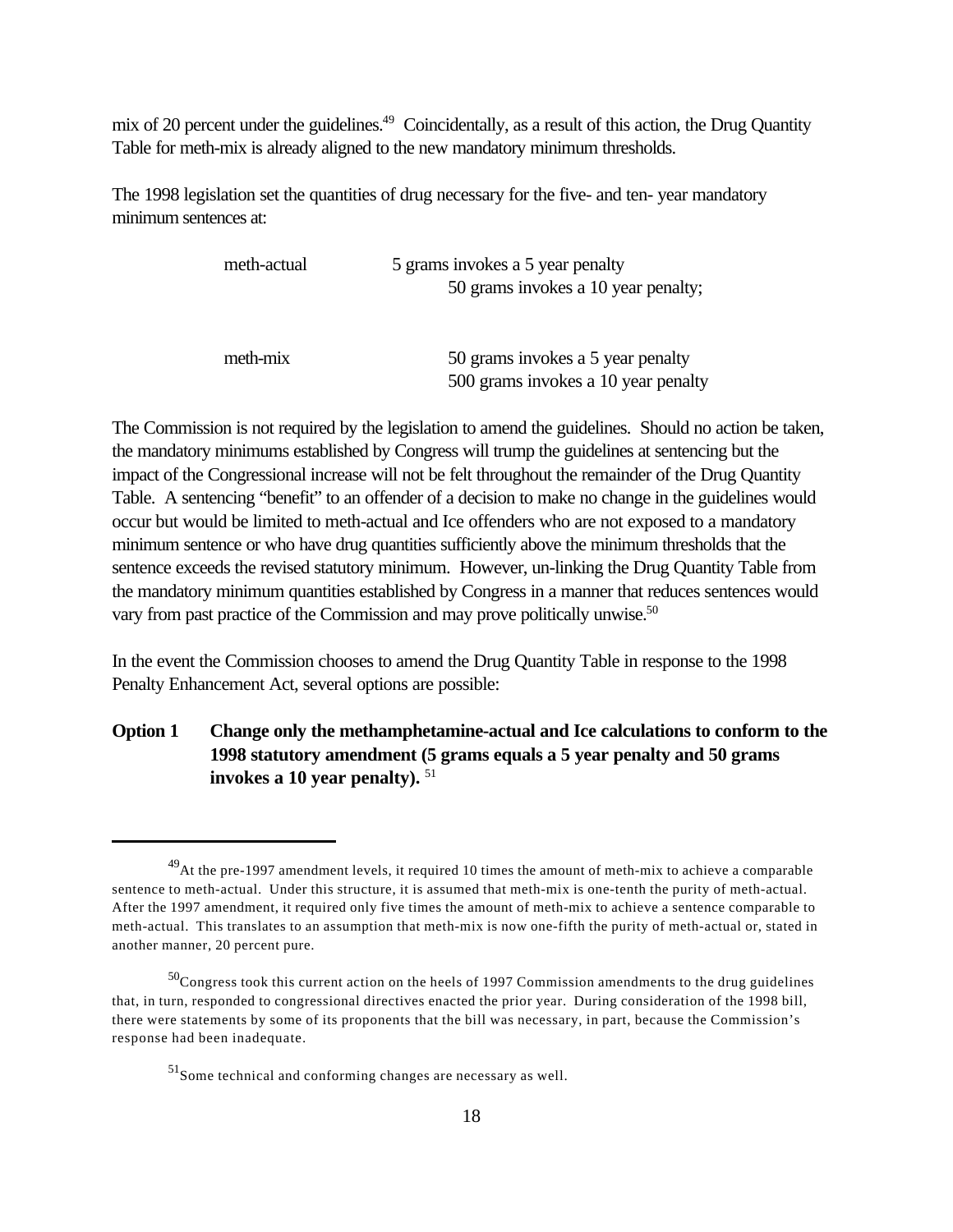mix of 20 percent under the guidelines.[49] Coincidentally, as a result of this action, the Drug Quantity Table for meth-mix is already aligned to the new mandatory minimum thresholds.

The 1998 legislation set the quantities of drug necessary for the five- and ten- year mandatory minimum sentences at:

| | |
|---|---|
| meth-actual | 5 grams invokes a 5 year penalty |
| | 50 grams invokes a 10 year penalty; |
| meth-mix | 50 grams invokes a 5 year penalty |
| | 500 grams invokes a 10 year penalty |

The Commission is not required by the legislation to amend the guidelines. Should no action be taken, the mandatory minimums established by Congress will trump the guidelines at sentencing but the impact of the Congressional increase will not be felt throughout the remainder of the Drug Quantity Table. A sentencing "benefit" to an offender of a decision to make no change in the guidelines would occur but would be limited to meth-actual and Ice offenders who are not exposed to a mandatory minimum sentence or who have drug quantities sufficiently above the minimum thresholds that the sentence exceeds the revised statutory minimum. However, un-linking the Drug Quantity Table from the mandatory minimum quantities established by Congress in a manner that reduces sentences would vary from past practice of the Commission and may prove politically unwise.[50]

In the event the Commission chooses to amend the Drug Quantity Table in response to the 1998 Penalty Enhancement Act, several options are possible:

**Option 1 Change only the methamphetamine-actual and Ice calculations to conform to the 1998 statutory amendment (5 grams equals a 5 year penalty and 50 grams invokes a 10 year penalty).** [51]

---

[49] At the pre-1997 amendment levels, it required 10 times the amount of meth-mix to achieve a comparable sentence to meth-actual. Under this structure, it is assumed that meth-mix is one-tenth the purity of meth-actual. After the 1997 amendment, it required only five times the amount of meth-mix to achieve a sentence comparable to meth-actual. This translates to an assumption that meth-mix is now one-fifth the purity of meth-actual or, stated in another manner, 20 percent pure.

[50] Congress took this current action on the heels of 1997 Commission amendments to the drug guidelines that, in turn, responded to congressional directives enacted the prior year. During consideration of the 1998 bill, there were statements by some of its proponents that the bill was necessary, in part, because the Commission's response had been inadequate.

[51] Some technical and conforming changes are necessary as well.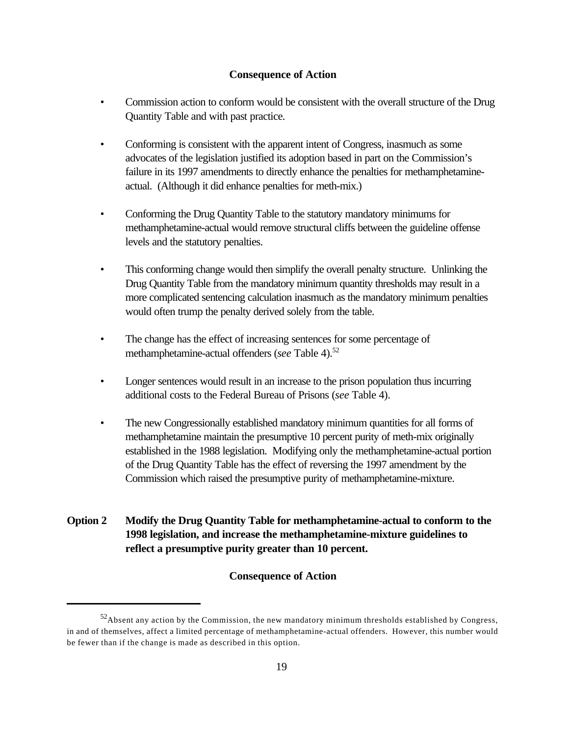### Consequence of Action

- Commission action to conform would be consistent with the overall structure of the Drug Quantity Table and with past practice.
- Conforming is consistent with the apparent intent of Congress, inasmuch as some advocates of the legislation justified its adoption based in part on the Commission's failure in its 1997 amendments to directly enhance the penalties for methamphetamine-actual. (Although it did enhance penalties for meth-mix.)
- Conforming the Drug Quantity Table to the statutory mandatory minimums for methamphetamine-actual would remove structural cliffs between the guideline offense levels and the statutory penalties.
- This conforming change would then simplify the overall penalty structure. Unlinking the Drug Quantity Table from the mandatory minimum quantity thresholds may result in a more complicated sentencing calculation inasmuch as the mandatory minimum penalties would often trump the penalty derived solely from the table.
- The change has the effect of increasing sentences for some percentage of methamphetamine-actual offenders (*see* Table 4).[52]
- Longer sentences would result in an increase to the prison population thus incurring additional costs to the Federal Bureau of Prisons (*see* Table 4).
- The new Congressionally established mandatory minimum quantities for all forms of methamphetamine maintain the presumptive 10 percent purity of meth-mix originally established in the 1988 legislation. Modifying only the methamphetamine-actual portion of the Drug Quantity Table has the effect of reversing the 1997 amendment by the Commission which raised the presumptive purity of methamphetamine-mixture.

**Option 2 Modify the Drug Quantity Table for methamphetamine-actual to conform to the 1998 legislation, and increase the methamphetamine-mixture guidelines to reflect a presumptive purity greater than 10 percent.**

### Consequence of Action

[52] Absent any action by the Commission, the new mandatory minimum thresholds established by Congress, in and of themselves, affect a limited percentage of methamphetamine-actual offenders. However, this number would be fewer than if the change is made as described in this option.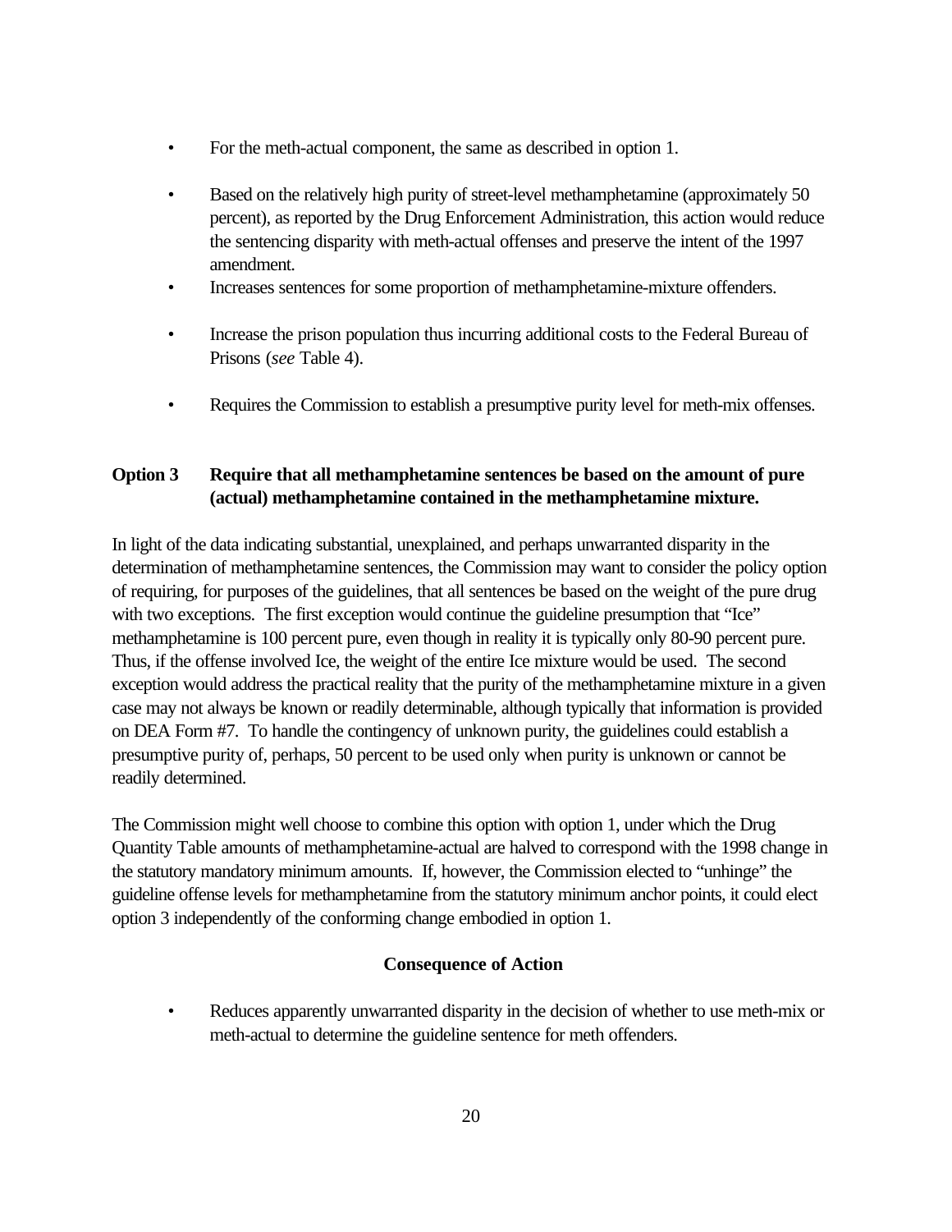- For the meth-actual component, the same as described in option 1.
- Based on the relatively high purity of street-level methamphetamine (approximately 50 percent), as reported by the Drug Enforcement Administration, this action would reduce the sentencing disparity with meth-actual offenses and preserve the intent of the 1997 amendment.
- Increases sentences for some proportion of methamphetamine-mixture offenders.
- Increase the prison population thus incurring additional costs to the Federal Bureau of Prisons (*see* Table 4).
- Requires the Commission to establish a presumptive purity level for meth-mix offenses.

**Option 3 Require that all methamphetamine sentences be based on the amount of pure (actual) methamphetamine contained in the methamphetamine mixture.**

In light of the data indicating substantial, unexplained, and perhaps unwarranted disparity in the determination of methamphetamine sentences, the Commission may want to consider the policy option of requiring, for purposes of the guidelines, that all sentences be based on the weight of the pure drug with two exceptions. The first exception would continue the guideline presumption that "Ice" methamphetamine is 100 percent pure, even though in reality it is typically only 80-90 percent pure. Thus, if the offense involved Ice, the weight of the entire Ice mixture would be used. The second exception would address the practical reality that the purity of the methamphetamine mixture in a given case may not always be known or readily determinable, although typically that information is provided on DEA Form #7. To handle the contingency of unknown purity, the guidelines could establish a presumptive purity of, perhaps, 50 percent to be used only when purity is unknown or cannot be readily determined.

The Commission might well choose to combine this option with option 1, under which the Drug Quantity Table amounts of methamphetamine-actual are halved to correspond with the 1998 change in the statutory mandatory minimum amounts. If, however, the Commission elected to "unhinge" the guideline offense levels for methamphetamine from the statutory minimum anchor points, it could elect option 3 independently of the conforming change embodied in option 1.

**Consequence of Action**

- Reduces apparently unwarranted disparity in the decision of whether to use meth-mix or meth-actual to determine the guideline sentence for meth offenders.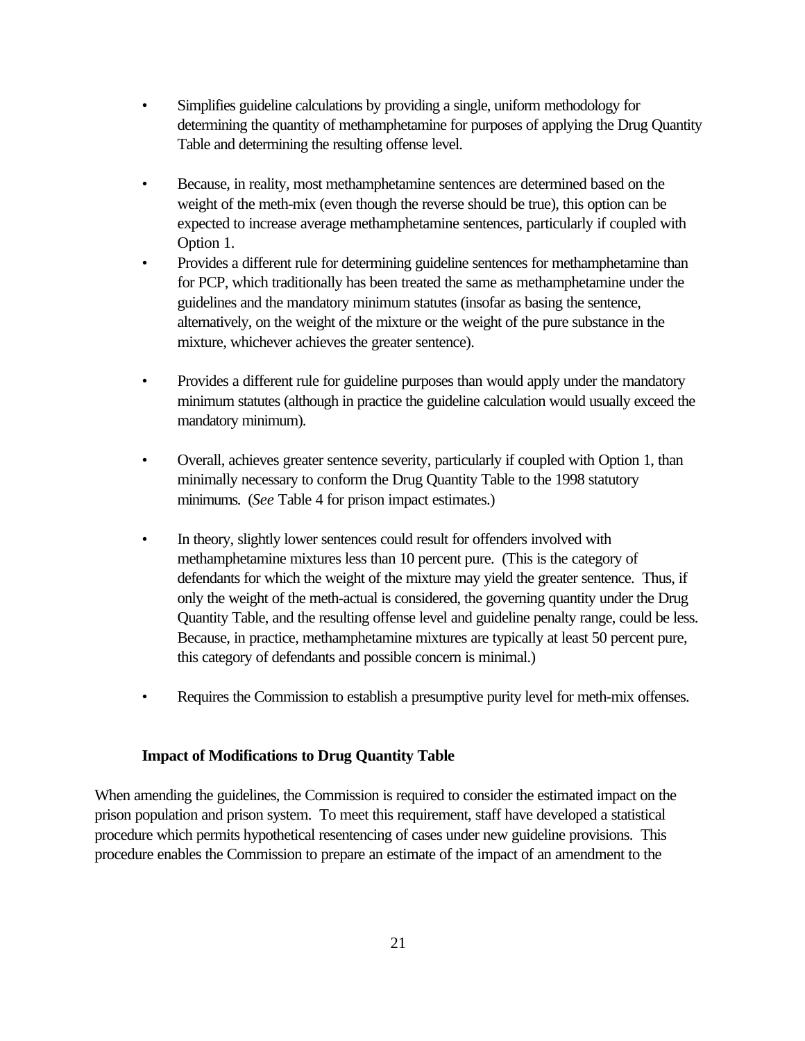- Simplifies guideline calculations by providing a single, uniform methodology for determining the quantity of methamphetamine for purposes of applying the Drug Quantity Table and determining the resulting offense level.

- Because, in reality, most methamphetamine sentences are determined based on the weight of the meth-mix (even though the reverse should be true), this option can be expected to increase average methamphetamine sentences, particularly if coupled with Option 1.
- Provides a different rule for determining guideline sentences for methamphetamine than for PCP, which traditionally has been treated the same as methamphetamine under the guidelines and the mandatory minimum statutes (insofar as basing the sentence, alternatively, on the weight of the mixture or the weight of the pure substance in the mixture, whichever achieves the greater sentence).

- Provides a different rule for guideline purposes than would apply under the mandatory minimum statutes (although in practice the guideline calculation would usually exceed the mandatory minimum).

- Overall, achieves greater sentence severity, particularly if coupled with Option 1, than minimally necessary to conform the Drug Quantity Table to the 1998 statutory minimums. (*See* Table 4 for prison impact estimates.)

- In theory, slightly lower sentences could result for offenders involved with methamphetamine mixtures less than 10 percent pure. (This is the category of defendants for which the weight of the mixture may yield the greater sentence. Thus, if only the weight of the meth-actual is considered, the governing quantity under the Drug Quantity Table, and the resulting offense level and guideline penalty range, could be less. Because, in practice, methamphetamine mixtures are typically at least 50 percent pure, this category of defendants and possible concern is minimal.)

- Requires the Commission to establish a presumptive purity level for meth-mix offenses.

### Impact of Modifications to Drug Quantity Table

When amending the guidelines, the Commission is required to consider the estimated impact on the prison population and prison system. To meet this requirement, staff have developed a statistical procedure which permits hypothetical resentencing of cases under new guideline provisions. This procedure enables the Commission to prepare an estimate of the impact of an amendment to the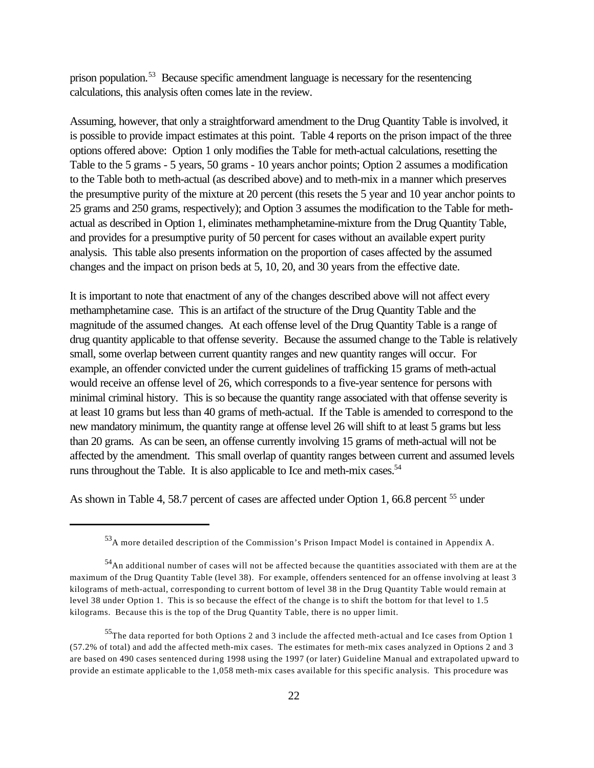prison population.[53] Because specific amendment language is necessary for the resentencing calculations, this analysis often comes late in the review.

Assuming, however, that only a straightforward amendment to the Drug Quantity Table is involved, it is possible to provide impact estimates at this point. Table 4 reports on the prison impact of the three options offered above: Option 1 only modifies the Table for meth-actual calculations, resetting the Table to the 5 grams - 5 years, 50 grams - 10 years anchor points; Option 2 assumes a modification to the Table both to meth-actual (as described above) and to meth-mix in a manner which preserves the presumptive purity of the mixture at 20 percent (this resets the 5 year and 10 year anchor points to 25 grams and 250 grams, respectively); and Option 3 assumes the modification to the Table for meth-actual as described in Option 1, eliminates methamphetamine-mixture from the Drug Quantity Table, and provides for a presumptive purity of 50 percent for cases without an available expert purity analysis. This table also presents information on the proportion of cases affected by the assumed changes and the impact on prison beds at 5, 10, 20, and 30 years from the effective date.

It is important to note that enactment of any of the changes described above will not affect every methamphetamine case. This is an artifact of the structure of the Drug Quantity Table and the magnitude of the assumed changes. At each offense level of the Drug Quantity Table is a range of drug quantity applicable to that offense severity. Because the assumed change to the Table is relatively small, some overlap between current quantity ranges and new quantity ranges will occur. For example, an offender convicted under the current guidelines of trafficking 15 grams of meth-actual would receive an offense level of 26, which corresponds to a five-year sentence for persons with minimal criminal history. This is so because the quantity range associated with that offense severity is at least 10 grams but less than 40 grams of meth-actual. If the Table is amended to correspond to the new mandatory minimum, the quantity range at offense level 26 will shift to at least 5 grams but less than 20 grams. As can be seen, an offense currently involving 15 grams of meth-actual will not be affected by the amendment. This small overlap of quantity ranges between current and assumed levels runs throughout the Table. It is also applicable to Ice and meth-mix cases.[54]

As shown in Table 4, 58.7 percent of cases are affected under Option 1, 66.8 percent [55] under

---

[53] A more detailed description of the Commission's Prison Impact Model is contained in Appendix A.

[54] An additional number of cases will not be affected because the quantities associated with them are at the maximum of the Drug Quantity Table (level 38). For example, offenders sentenced for an offense involving at least 3 kilograms of meth-actual, corresponding to current bottom of level 38 in the Drug Quantity Table would remain at level 38 under Option 1. This is so because the effect of the change is to shift the bottom for that level to 1.5 kilograms. Because this is the top of the Drug Quantity Table, there is no upper limit.

[55] The data reported for both Options 2 and 3 include the affected meth-actual and Ice cases from Option 1 (57.2% of total) and add the affected meth-mix cases. The estimates for meth-mix cases analyzed in Options 2 and 3 are based on 490 cases sentenced during 1998 using the 1997 (or later) Guideline Manual and extrapolated upward to provide an estimate applicable to the 1,058 meth-mix cases available for this specific analysis. This procedure was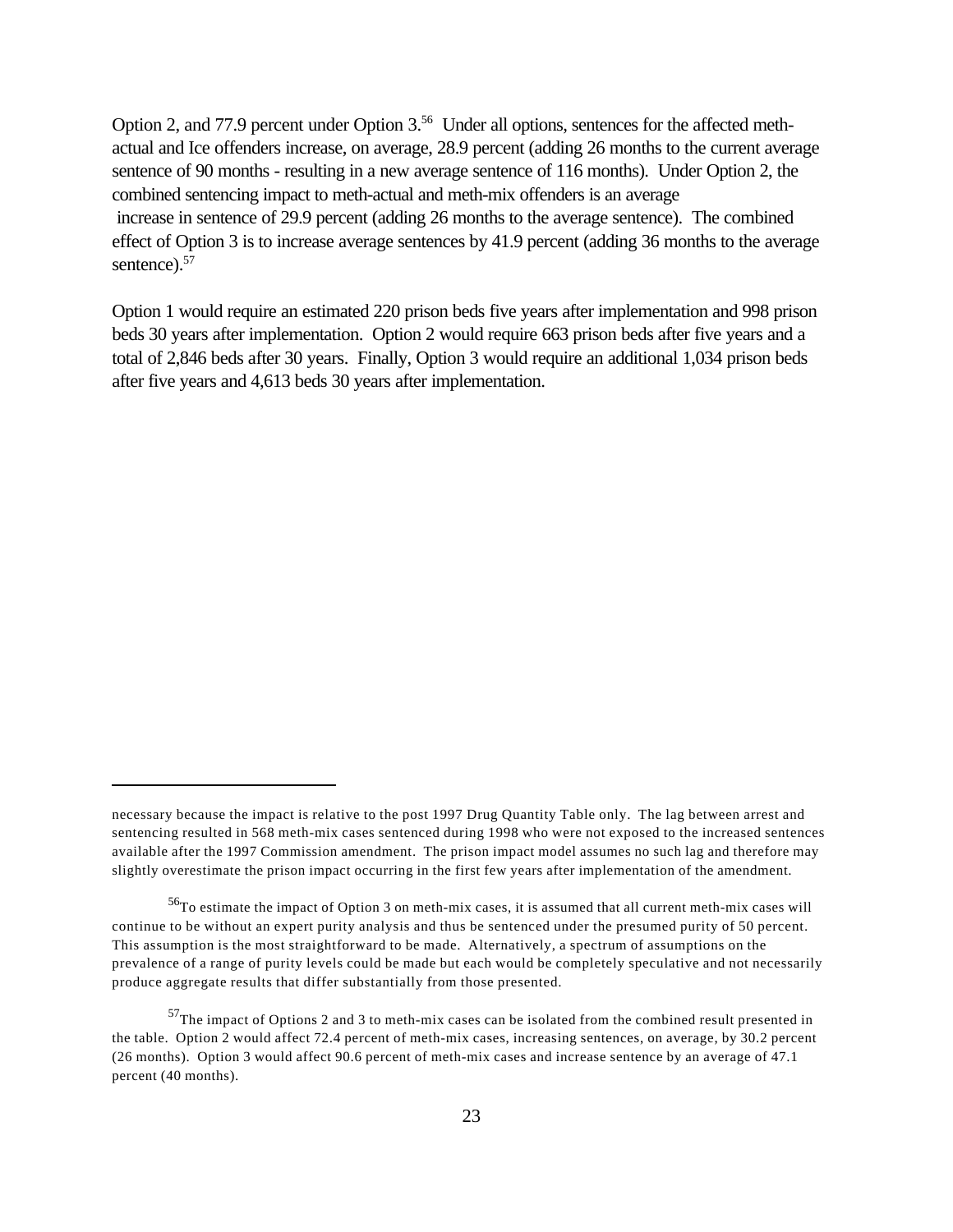Option 2, and 77.9 percent under Option 3.[56] Under all options, sentences for the affected meth-actual and Ice offenders increase, on average, 28.9 percent (adding 26 months to the current average sentence of 90 months - resulting in a new average sentence of 116 months). Under Option 2, the combined sentencing impact to meth-actual and meth-mix offenders is an average increase in sentence of 29.9 percent (adding 26 months to the average sentence). The combined effect of Option 3 is to increase average sentences by 41.9 percent (adding 36 months to the average sentence).[57]

Option 1 would require an estimated 220 prison beds five years after implementation and 998 prison beds 30 years after implementation. Option 2 would require 663 prison beds after five years and a total of 2,846 beds after 30 years. Finally, Option 3 would require an additional 1,034 prison beds after five years and 4,613 beds 30 years after implementation.

---

necessary because the impact is relative to the post 1997 Drug Quantity Table only. The lag between arrest and sentencing resulted in 568 meth-mix cases sentenced during 1998 who were not exposed to the increased sentences available after the 1997 Commission amendment. The prison impact model assumes no such lag and therefore may slightly overestimate the prison impact occurring in the first few years after implementation of the amendment.

[56] To estimate the impact of Option 3 on meth-mix cases, it is assumed that all current meth-mix cases will continue to be without an expert purity analysis and thus be sentenced under the presumed purity of 50 percent. This assumption is the most straightforward to be made. Alternatively, a spectrum of assumptions on the prevalence of a range of purity levels could be made but each would be completely speculative and not necessarily produce aggregate results that differ substantially from those presented.

[57] The impact of Options 2 and 3 to meth-mix cases can be isolated from the combined result presented in the table. Option 2 would affect 72.4 percent of meth-mix cases, increasing sentences, on average, by 30.2 percent (26 months). Option 3 would affect 90.6 percent of meth-mix cases and increase sentence by an average of 47.1 percent (40 months).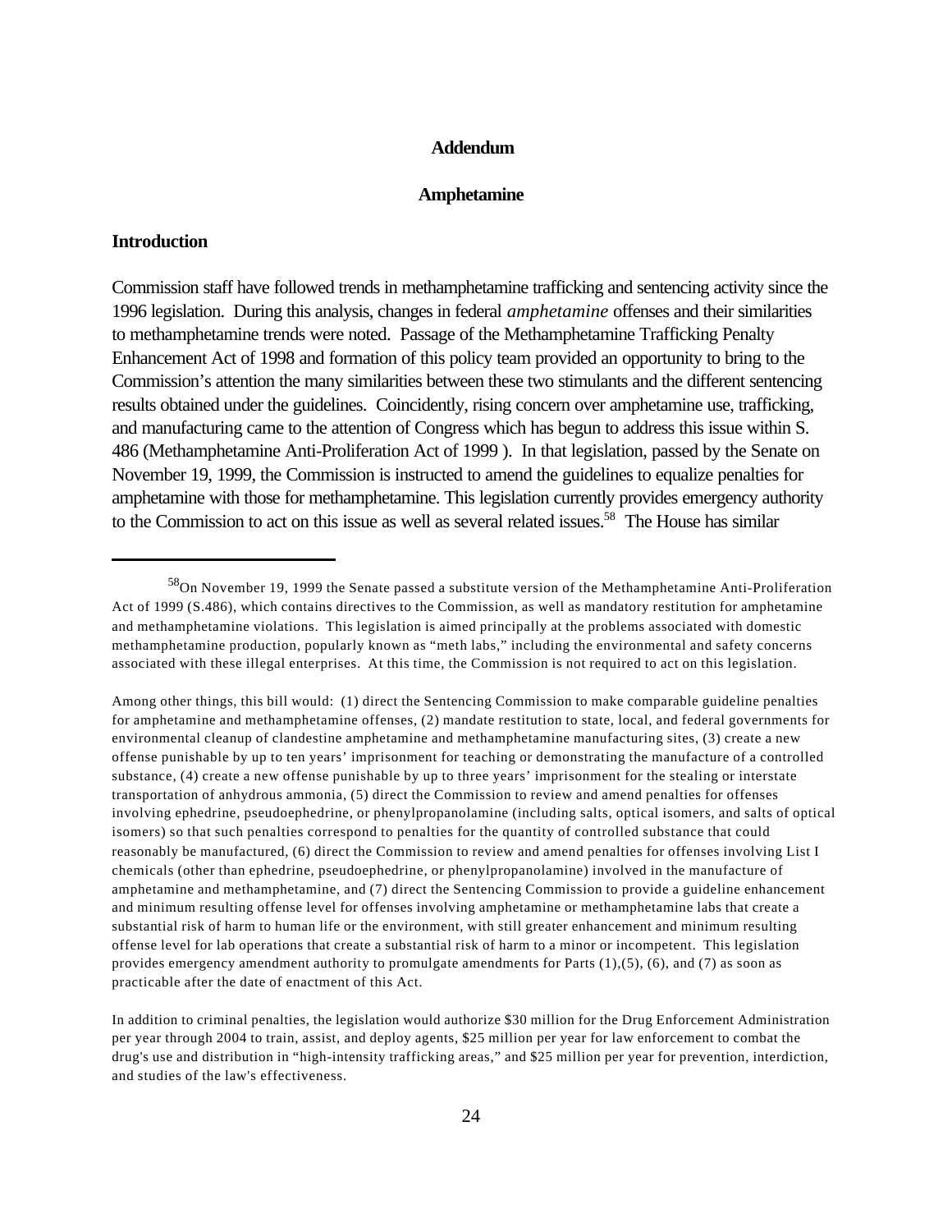## Addendum

## Amphetamine

### Introduction

Commission staff have followed trends in methamphetamine trafficking and sentencing activity since the 1996 legislation. During this analysis, changes in federal *amphetamine* offenses and their similarities to methamphetamine trends were noted. Passage of the Methamphetamine Trafficking Penalty Enhancement Act of 1998 and formation of this policy team provided an opportunity to bring to the Commission's attention the many similarities between these two stimulants and the different sentencing results obtained under the guidelines. Coincidently, rising concern over amphetamine use, trafficking, and manufacturing came to the attention of Congress which has begun to address this issue within S. 486 (Methamphetamine Anti-Proliferation Act of 1999 ). In that legislation, passed by the Senate on November 19, 1999, the Commission is instructed to amend the guidelines to equalize penalties for amphetamine with those for methamphetamine. This legislation currently provides emergency authority to the Commission to act on this issue as well as several related issues.[58] The House has similar

---

[58] On November 19, 1999 the Senate passed a substitute version of the Methamphetamine Anti-Proliferation Act of 1999 (S.486), which contains directives to the Commission, as well as mandatory restitution for amphetamine and methamphetamine violations. This legislation is aimed principally at the problems associated with domestic methamphetamine production, popularly known as "meth labs," including the environmental and safety concerns associated with these illegal enterprises. At this time, the Commission is not required to act on this legislation.

Among other things, this bill would: (1) direct the Sentencing Commission to make comparable guideline penalties for amphetamine and methamphetamine offenses, (2) mandate restitution to state, local, and federal governments for environmental cleanup of clandestine amphetamine and methamphetamine manufacturing sites, (3) create a new offense punishable by up to ten years' imprisonment for teaching or demonstrating the manufacture of a controlled substance, (4) create a new offense punishable by up to three years' imprisonment for the stealing or interstate transportation of anhydrous ammonia, (5) direct the Commission to review and amend penalties for offenses involving ephedrine, pseudoephedrine, or phenylpropanolamine (including salts, optical isomers, and salts of optical isomers) so that such penalties correspond to penalties for the quantity of controlled substance that could reasonably be manufactured, (6) direct the Commission to review and amend penalties for offenses involving List I chemicals (other than ephedrine, pseudoephedrine, or phenylpropanolamine) involved in the manufacture of amphetamine and methamphetamine, and (7) direct the Sentencing Commission to provide a guideline enhancement and minimum resulting offense level for offenses involving amphetamine or methamphetamine labs that create a substantial risk of harm to human life or the environment, with still greater enhancement and minimum resulting offense level for lab operations that create a substantial risk of harm to a minor or incompetent. This legislation provides emergency amendment authority to promulgate amendments for Parts (1),(5), (6), and (7) as soon as practicable after the date of enactment of this Act.

In addition to criminal penalties, the legislation would authorize $30 million for the Drug Enforcement Administration per year through 2004 to train, assist, and deploy agents, $25 million per year for law enforcement to combat the drug's use and distribution in "high-intensity trafficking areas," and $25 million per year for prevention, interdiction, and studies of the law's effectiveness.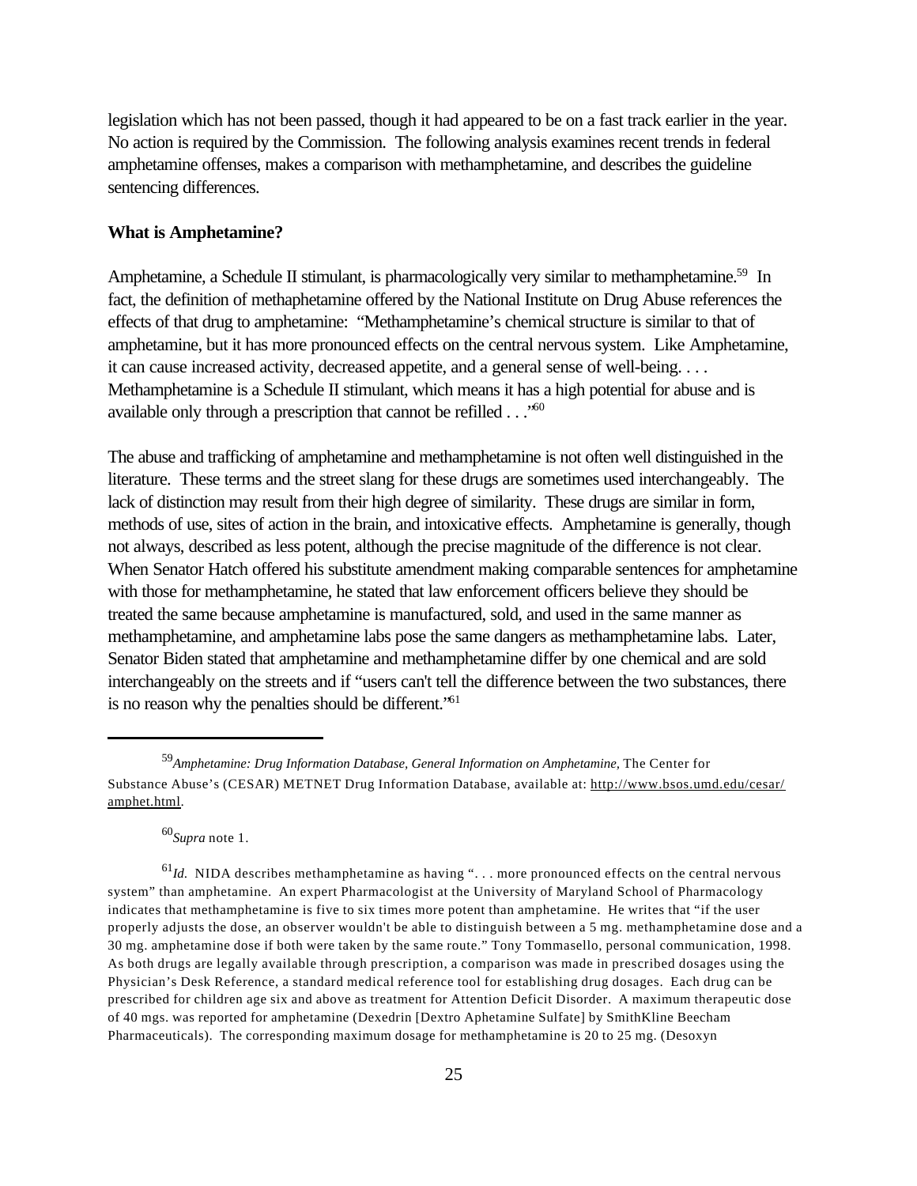legislation which has not been passed, though it had appeared to be on a fast track earlier in the year. No action is required by the Commission. The following analysis examines recent trends in federal amphetamine offenses, makes a comparison with methamphetamine, and describes the guideline sentencing differences.

**What is Amphetamine?**

Amphetamine, a Schedule II stimulant, is pharmacologically very similar to methamphetamine.[59] In fact, the definition of methaphetamine offered by the National Institute on Drug Abuse references the effects of that drug to amphetamine: "Methamphetamine's chemical structure is similar to that of amphetamine, but it has more pronounced effects on the central nervous system. Like Amphetamine, it can cause increased activity, decreased appetite, and a general sense of well-being. . . . Methamphetamine is a Schedule II stimulant, which means it has a high potential for abuse and is available only through a prescription that cannot be refilled . . ."[60]

The abuse and trafficking of amphetamine and methamphetamine is not often well distinguished in the literature. These terms and the street slang for these drugs are sometimes used interchangeably. The lack of distinction may result from their high degree of similarity. These drugs are similar in form, methods of use, sites of action in the brain, and intoxicative effects. Amphetamine is generally, though not always, described as less potent, although the precise magnitude of the difference is not clear. When Senator Hatch offered his substitute amendment making comparable sentences for amphetamine with those for methamphetamine, he stated that law enforcement officers believe they should be treated the same because amphetamine is manufactured, sold, and used in the same manner as methamphetamine, and amphetamine labs pose the same dangers as methamphetamine labs. Later, Senator Biden stated that amphetamine and methamphetamine differ by one chemical and are sold interchangeably on the streets and if "users can't tell the difference between the two substances, there is no reason why the penalties should be different."[61]

---

[59] *Amphetamine: Drug Information Database, General Information on Amphetamine,* The Center for Substance Abuse's (CESAR) METNET Drug Information Database, available at: http://www.bsos.umd.edu/cesar/amphet.html.

[60] *Supra* note 1.

[61] *Id.* NIDA describes methamphetamine as having ". . . more pronounced effects on the central nervous system" than amphetamine. An expert Pharmacologist at the University of Maryland School of Pharmacology indicates that methamphetamine is five to six times more potent than amphetamine. He writes that "if the user properly adjusts the dose, an observer wouldn't be able to distinguish between a 5 mg. methamphetamine dose and a 30 mg. amphetamine dose if both were taken by the same route." Tony Tommasello, personal communication, 1998. As both drugs are legally available through prescription, a comparison was made in prescribed dosages using the Physician's Desk Reference, a standard medical reference tool for establishing drug dosages. Each drug can be prescribed for children age six and above as treatment for Attention Deficit Disorder. A maximum therapeutic dose of 40 mgs. was reported for amphetamine (Dexedrin [Dextro Aphetamine Sulfate] by SmithKline Beecham Pharmaceuticals). The corresponding maximum dosage for methamphetamine is 20 to 25 mg. (Desoxyn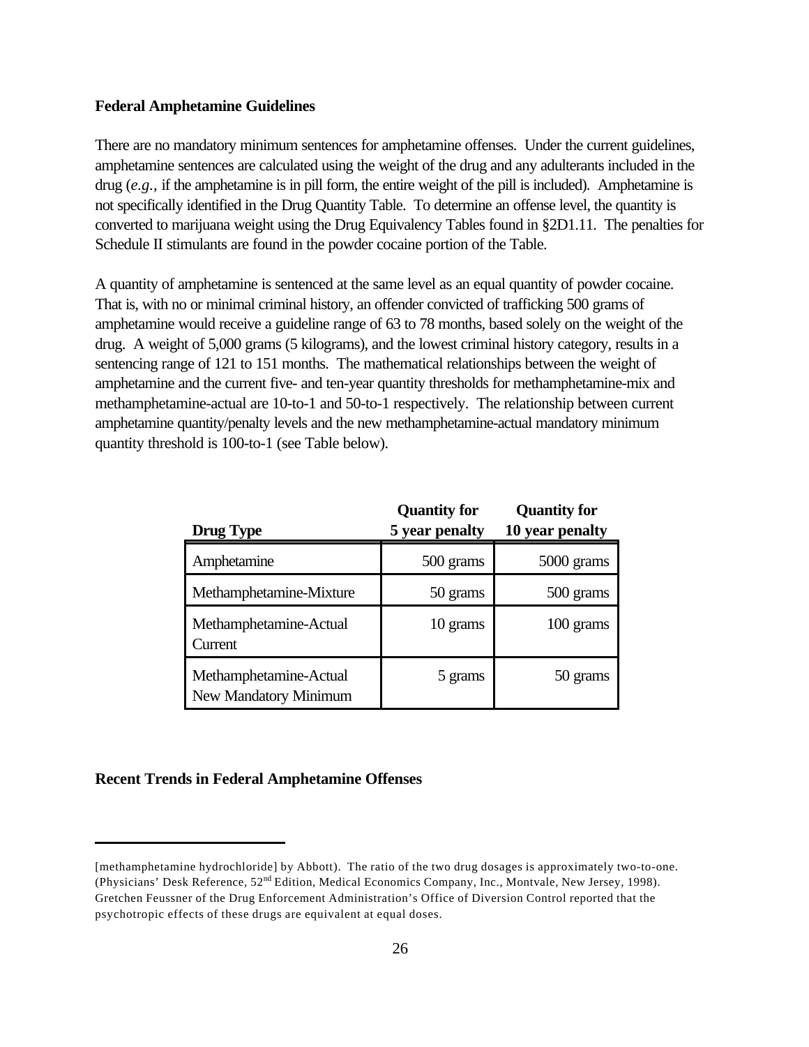**Federal Amphetamine Guidelines**

There are no mandatory minimum sentences for amphetamine offenses. Under the current guidelines, amphetamine sentences are calculated using the weight of the drug and any adulterants included in the drug (*e.g.*, if the amphetamine is in pill form, the entire weight of the pill is included). Amphetamine is not specifically identified in the Drug Quantity Table. To determine an offense level, the quantity is converted to marijuana weight using the Drug Equivalency Tables found in §2D1.11. The penalties for Schedule II stimulants are found in the powder cocaine portion of the Table.

A quantity of amphetamine is sentenced at the same level as an equal quantity of powder cocaine. That is, with no or minimal criminal history, an offender convicted of trafficking 500 grams of amphetamine would receive a guideline range of 63 to 78 months, based solely on the weight of the drug. A weight of 5,000 grams (5 kilograms), and the lowest criminal history category, results in a sentencing range of 121 to 151 months. The mathematical relationships between the weight of amphetamine and the current five- and ten-year quantity thresholds for methamphetamine-mix and methamphetamine-actual are 10-to-1 and 50-to-1 respectively. The relationship between current amphetamine quantity/penalty levels and the new methamphetamine-actual mandatory minimum quantity threshold is 100-to-1 (see Table below).

| Drug Type | Quantity for 5 year penalty | Quantity for 10 year penalty |
|---|---|---|
| Amphetamine | 500 grams | 5000 grams |
| Methamphetamine-Mixture | 50 grams | 500 grams |
| Methamphetamine-Actual Current | 10 grams | 100 grams |
| Methamphetamine-Actual New Mandatory Minimum | 5 grams | 50 grams |

**Recent Trends in Federal Amphetamine Offenses**

[methamphetamine hydrochloride] by Abbott). The ratio of the two drug dosages is approximately two-to-one. (Physicians' Desk Reference, 52nd Edition, Medical Economics Company, Inc., Montvale, New Jersey, 1998). Gretchen Feussner of the Drug Enforcement Administration's Office of Diversion Control reported that the psychotropic effects of these drugs are equivalent at equal doses.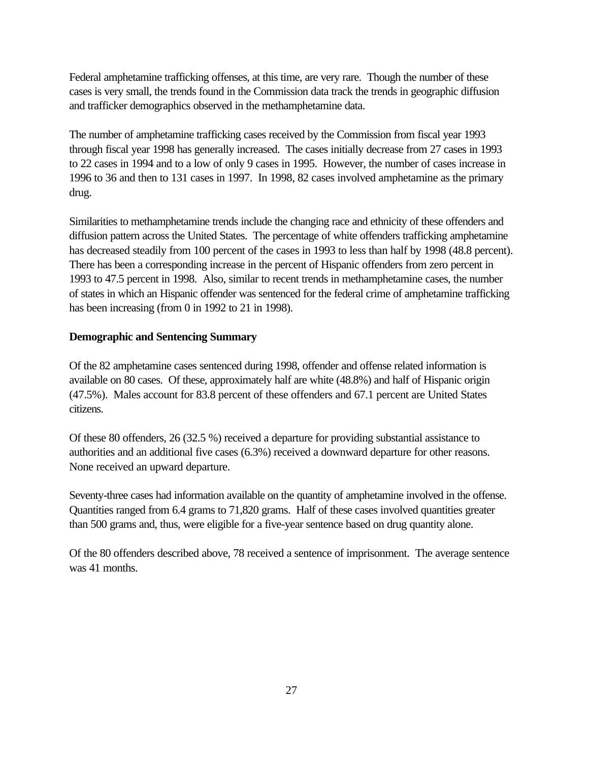Federal amphetamine trafficking offenses, at this time, are very rare. Though the number of these cases is very small, the trends found in the Commission data track the trends in geographic diffusion and trafficker demographics observed in the methamphetamine data.

The number of amphetamine trafficking cases received by the Commission from fiscal year 1993 through fiscal year 1998 has generally increased. The cases initially decrease from 27 cases in 1993 to 22 cases in 1994 and to a low of only 9 cases in 1995. However, the number of cases increase in 1996 to 36 and then to 131 cases in 1997. In 1998, 82 cases involved amphetamine as the primary drug.

Similarities to methamphetamine trends include the changing race and ethnicity of these offenders and diffusion pattern across the United States. The percentage of white offenders trafficking amphetamine has decreased steadily from 100 percent of the cases in 1993 to less than half by 1998 (48.8 percent). There has been a corresponding increase in the percent of Hispanic offenders from zero percent in 1993 to 47.5 percent in 1998. Also, similar to recent trends in methamphetamine cases, the number of states in which an Hispanic offender was sentenced for the federal crime of amphetamine trafficking has been increasing (from 0 in 1992 to 21 in 1998).

**Demographic and Sentencing Summary**

Of the 82 amphetamine cases sentenced during 1998, offender and offense related information is available on 80 cases. Of these, approximately half are white (48.8%) and half of Hispanic origin (47.5%). Males account for 83.8 percent of these offenders and 67.1 percent are United States citizens.

Of these 80 offenders, 26 (32.5 %) received a departure for providing substantial assistance to authorities and an additional five cases (6.3%) received a downward departure for other reasons. None received an upward departure.

Seventy-three cases had information available on the quantity of amphetamine involved in the offense. Quantities ranged from 6.4 grams to 71,820 grams. Half of these cases involved quantities greater than 500 grams and, thus, were eligible for a five-year sentence based on drug quantity alone.

Of the 80 offenders described above, 78 received a sentence of imprisonment. The average sentence was 41 months.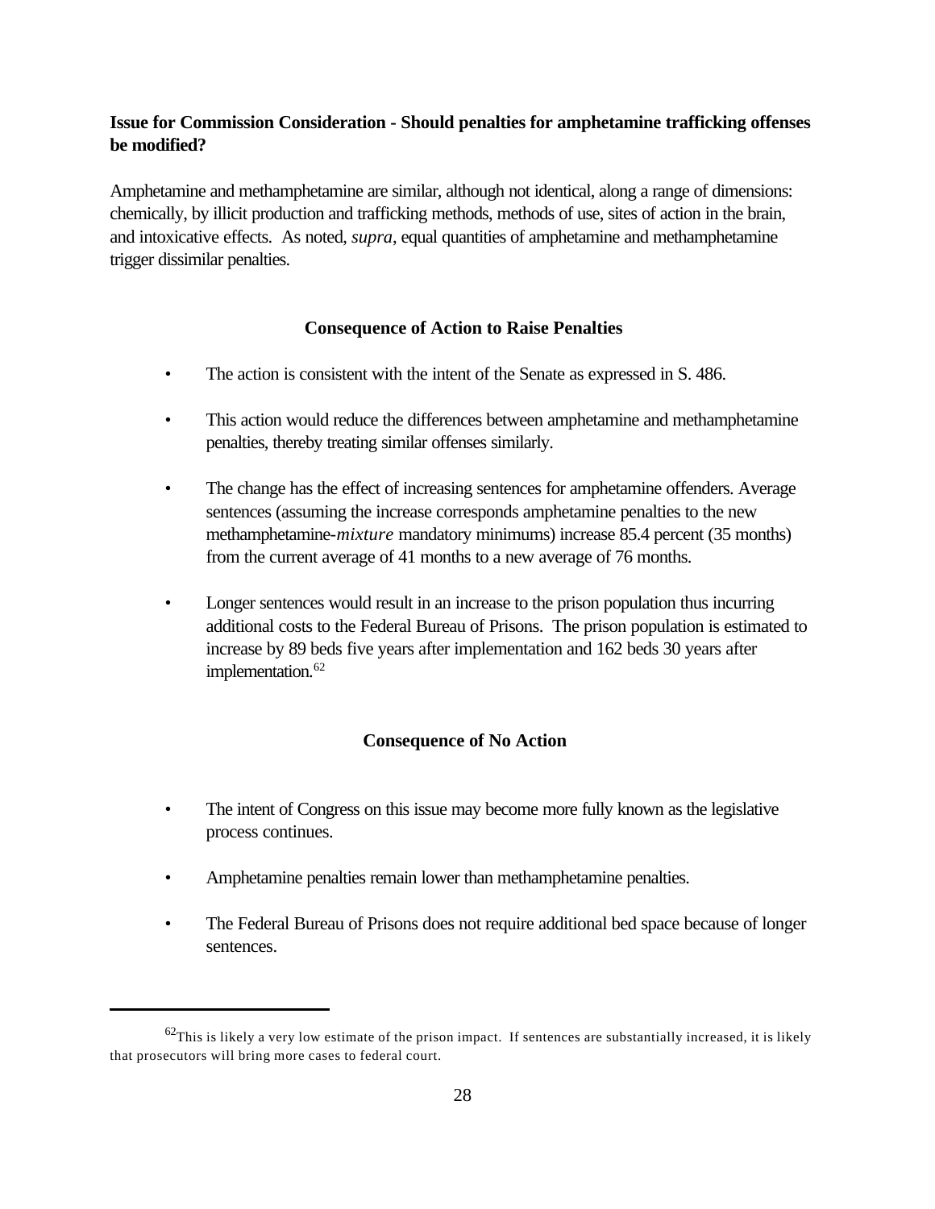**Issue for Commission Consideration - Should penalties for amphetamine trafficking offenses be modified?**

Amphetamine and methamphetamine are similar, although not identical, along a range of dimensions: chemically, by illicit production and trafficking methods, methods of use, sites of action in the brain, and intoxicative effects. As noted, *supra*, equal quantities of amphetamine and methamphetamine trigger dissimilar penalties.

### Consequence of Action to Raise Penalties

- The action is consistent with the intent of the Senate as expressed in S. 486.
- This action would reduce the differences between amphetamine and methamphetamine penalties, thereby treating similar offenses similarly.
- The change has the effect of increasing sentences for amphetamine offenders. Average sentences (assuming the increase corresponds amphetamine penalties to the new methamphetamine-*mixture* mandatory minimums) increase 85.4 percent (35 months) from the current average of 41 months to a new average of 76 months.
- Longer sentences would result in an increase to the prison population thus incurring additional costs to the Federal Bureau of Prisons. The prison population is estimated to increase by 89 beds five years after implementation and 162 beds 30 years after implementation.[62]

### Consequence of No Action

- The intent of Congress on this issue may become more fully known as the legislative process continues.
- Amphetamine penalties remain lower than methamphetamine penalties.
- The Federal Bureau of Prisons does not require additional bed space because of longer sentences.

---

[62] This is likely a very low estimate of the prison impact. If sentences are substantially increased, it is likely that prosecutors will bring more cases to federal court.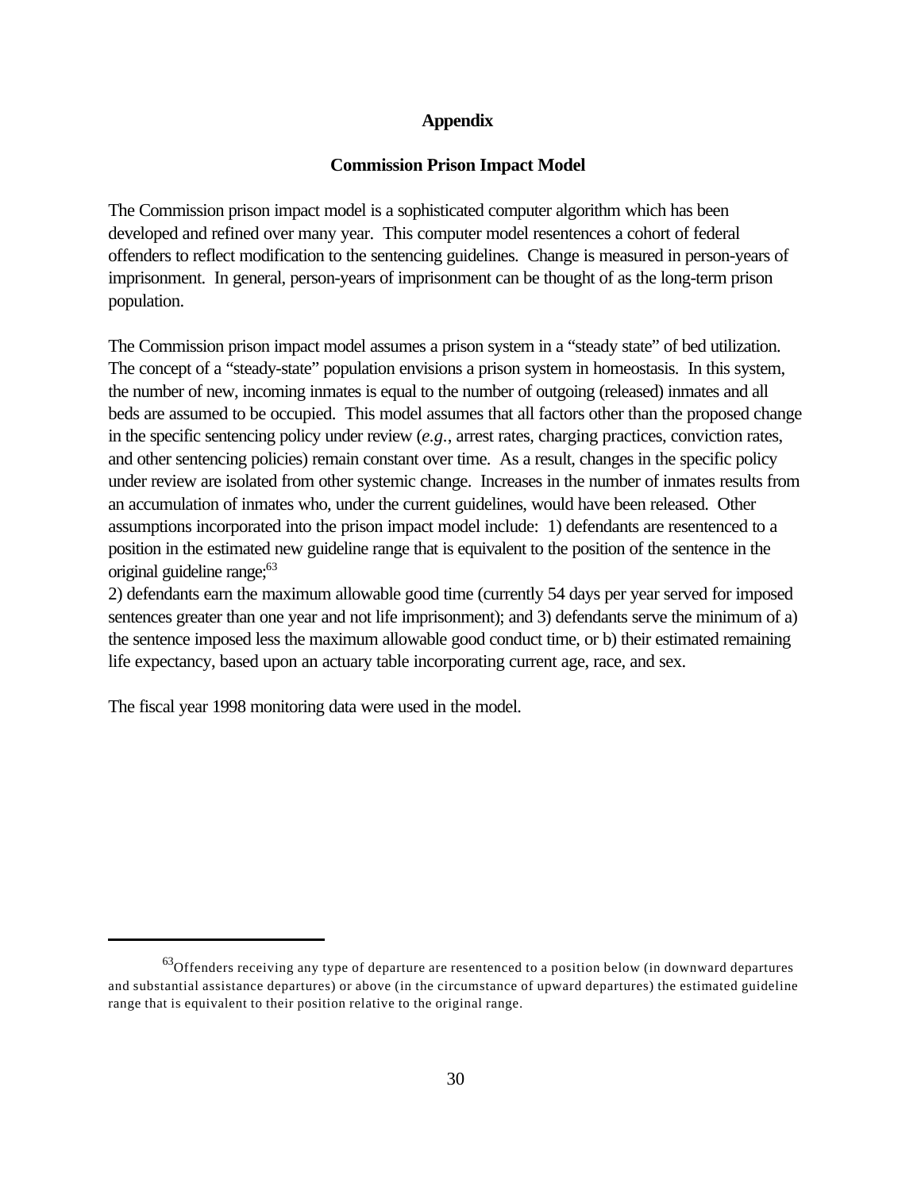# Appendix

## Commission Prison Impact Model

The Commission prison impact model is a sophisticated computer algorithm which has been developed and refined over many year. This computer model resentences a cohort of federal offenders to reflect modification to the sentencing guidelines. Change is measured in person-years of imprisonment. In general, person-years of imprisonment can be thought of as the long-term prison population.

The Commission prison impact model assumes a prison system in a "steady state" of bed utilization. The concept of a "steady-state" population envisions a prison system in homeostasis. In this system, the number of new, incoming inmates is equal to the number of outgoing (released) inmates and all beds are assumed to be occupied. This model assumes that all factors other than the proposed change in the specific sentencing policy under review (*e.g.*, arrest rates, charging practices, conviction rates, and other sentencing policies) remain constant over time. As a result, changes in the specific policy under review are isolated from other systemic change. Increases in the number of inmates results from an accumulation of inmates who, under the current guidelines, would have been released. Other assumptions incorporated into the prison impact model include: 1) defendants are resentenced to a position in the estimated new guideline range that is equivalent to the position of the sentence in the original guideline range;[63]
2) defendants earn the maximum allowable good time (currently 54 days per year served for imposed sentences greater than one year and not life imprisonment); and 3) defendants serve the minimum of a) the sentence imposed less the maximum allowable good conduct time, or b) their estimated remaining life expectancy, based upon an actuary table incorporating current age, race, and sex.

The fiscal year 1998 monitoring data were used in the model.

---

[63] Offenders receiving any type of departure are resentenced to a position below (in downward departures and substantial assistance departures) or above (in the circumstance of upward departures) the estimated guideline range that is equivalent to their position relative to the original range.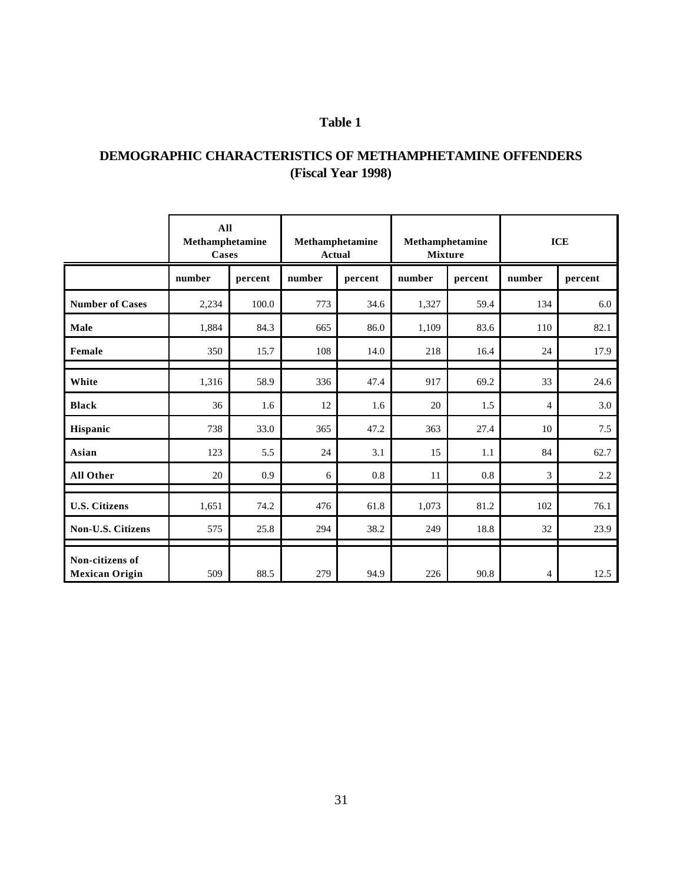# Table 1

## DEMOGRAPHIC CHARACTERISTICS OF METHAMPHETAMINE OFFENDERS (Fiscal Year 1998)

| | All Methamphetamine Cases | | Methamphetamine Actual | | Methamphetamine Mixture | | ICE | |
|---|---|---|---|---|---|---|---|---|
| | number | percent | number | percent | number | percent | number | percent |
| **Number of Cases** | 2,234 | 100.0 | 773 | 34.6 | 1,327 | 59.4 | 134 | 6.0 |
| **Male** | 1,884 | 84.3 | 665 | 86.0 | 1,109 | 83.6 | 110 | 82.1 |
| **Female** | 350 | 15.7 | 108 | 14.0 | 218 | 16.4 | 24 | 17.9 |
| **White** | 1,316 | 58.9 | 336 | 47.4 | 917 | 69.2 | 33 | 24.6 |
| **Black** | 36 | 1.6 | 12 | 1.6 | 20 | 1.5 | 4 | 3.0 |
| **Hispanic** | 738 | 33.0 | 365 | 47.2 | 363 | 27.4 | 10 | 7.5 |
| **Asian** | 123 | 5.5 | 24 | 3.1 | 15 | 1.1 | 84 | 62.7 |
| **All Other** | 20 | 0.9 | 6 | 0.8 | 11 | 0.8 | 3 | 2.2 |
| **U.S. Citizens** | 1,651 | 74.2 | 476 | 61.8 | 1,073 | 81.2 | 102 | 76.1 |
| **Non-U.S. Citizens** | 575 | 25.8 | 294 | 38.2 | 249 | 18.8 | 32 | 23.9 |
| **Non-citizens of Mexican Origin** | 509 | 88.5 | 279 | 94.9 | 226 | 90.8 | 4 | 12.5 |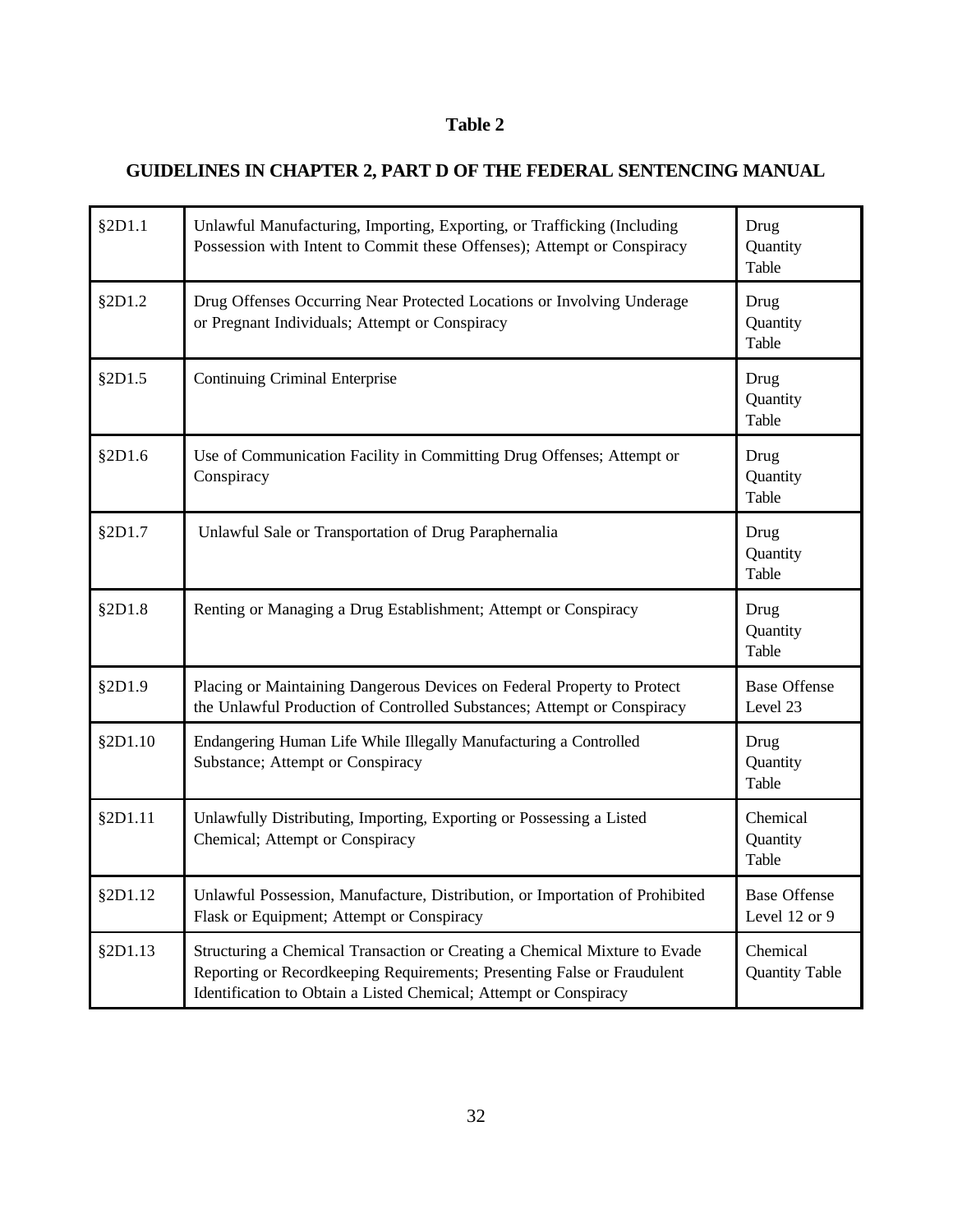**Table 2**

**GUIDELINES IN CHAPTER 2, PART D OF THE FEDERAL SENTENCING MANUAL**

| | | |
|---|---|---|
| §2D1.1 | Unlawful Manufacturing, Importing, Exporting, or Trafficking (Including Possession with Intent to Commit these Offenses); Attempt or Conspiracy | Drug Quantity Table |
| §2D1.2 | Drug Offenses Occurring Near Protected Locations or Involving Underage or Pregnant Individuals; Attempt or Conspiracy | Drug Quantity Table |
| §2D1.5 | Continuing Criminal Enterprise | Drug Quantity Table |
| §2D1.6 | Use of Communication Facility in Committing Drug Offenses; Attempt or Conspiracy | Drug Quantity Table |
| §2D1.7 | Unlawful Sale or Transportation of Drug Paraphernalia | Drug Quantity Table |
| §2D1.8 | Renting or Managing a Drug Establishment; Attempt or Conspiracy | Drug Quantity Table |
| §2D1.9 | Placing or Maintaining Dangerous Devices on Federal Property to Protect the Unlawful Production of Controlled Substances; Attempt or Conspiracy | Base Offense Level 23 |
| §2D1.10 | Endangering Human Life While Illegally Manufacturing a Controlled Substance; Attempt or Conspiracy | Drug Quantity Table |
| §2D1.11 | Unlawfully Distributing, Importing, Exporting or Possessing a Listed Chemical; Attempt or Conspiracy | Chemical Quantity Table |
| §2D1.12 | Unlawful Possession, Manufacture, Distribution, or Importation of Prohibited Flask or Equipment; Attempt or Conspiracy | Base Offense Level 12 or 9 |
| §2D1.13 | Structuring a Chemical Transaction or Creating a Chemical Mixture to Evade Reporting or Recordkeeping Requirements; Presenting False or Fraudulent Identification to Obtain a Listed Chemical; Attempt or Conspiracy | Chemical Quantity Table |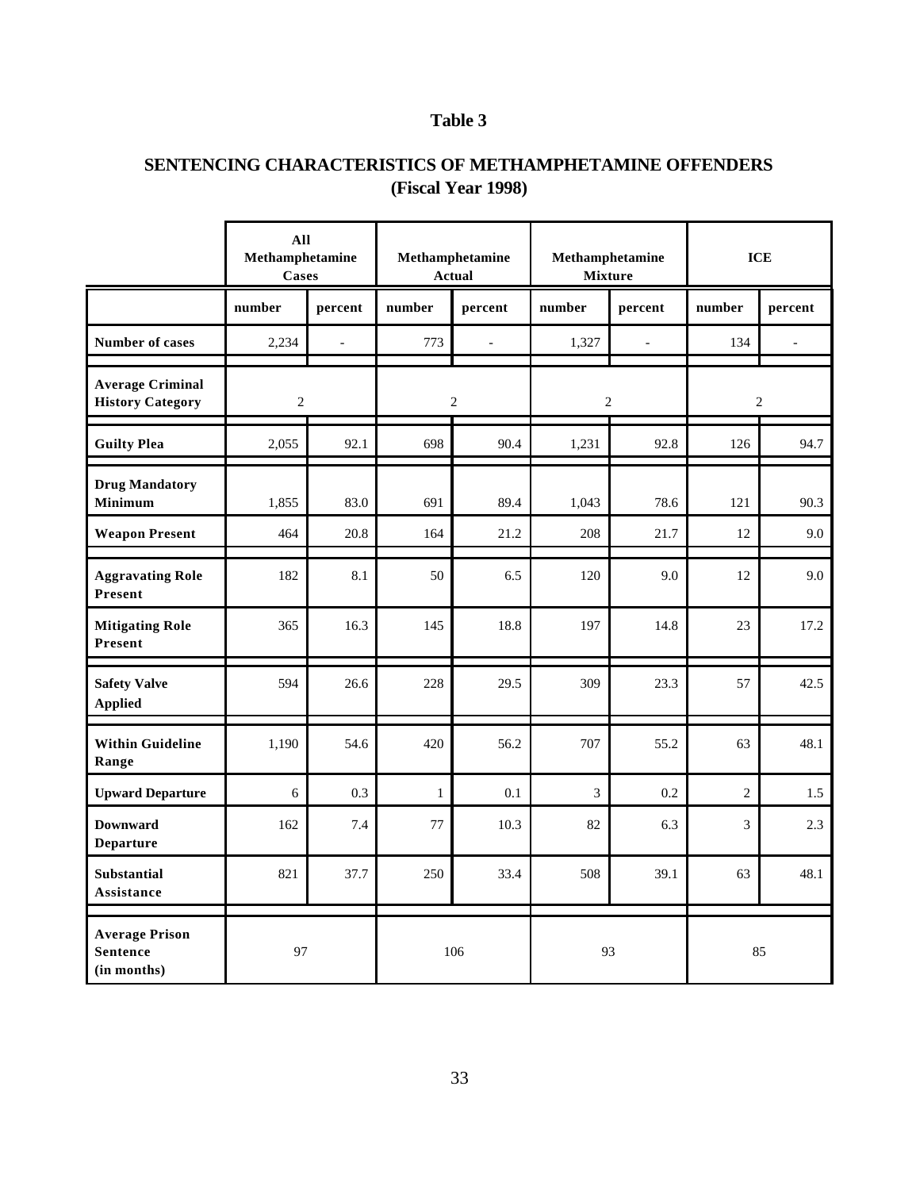# Table 3

## SENTENCING CHARACTERISTICS OF METHAMPHETAMINE OFFENDERS (Fiscal Year 1998)

| | All Methamphetamine Cases | | Methamphetamine Actual | | Methamphetamine Mixture | | ICE | |
|---|---|---|---|---|---|---|---|---|
| | number | percent | number | percent | number | percent | number | percent |
| **Number of cases** | 2,234 | - | 773 | - | 1,327 | - | 134 | - |
| **Average Criminal History Category** | 2 | | 2 | | 2 | | 2 | |
| **Guilty Plea** | 2,055 | 92.1 | 698 | 90.4 | 1,231 | 92.8 | 126 | 94.7 |
| **Drug Mandatory Minimum** | 1,855 | 83.0 | 691 | 89.4 | 1,043 | 78.6 | 121 | 90.3 |
| **Weapon Present** | 464 | 20.8 | 164 | 21.2 | 208 | 21.7 | 12 | 9.0 |
| **Aggravating Role Present** | 182 | 8.1 | 50 | 6.5 | 120 | 9.0 | 12 | 9.0 |
| **Mitigating Role Present** | 365 | 16.3 | 145 | 18.8 | 197 | 14.8 | 23 | 17.2 |
| **Safety Valve Applied** | 594 | 26.6 | 228 | 29.5 | 309 | 23.3 | 57 | 42.5 |
| **Within Guideline Range** | 1,190 | 54.6 | 420 | 56.2 | 707 | 55.2 | 63 | 48.1 |
| **Upward Departure** | 6 | 0.3 | 1 | 0.1 | 3 | 0.2 | 2 | 1.5 |
| **Downward Departure** | 162 | 7.4 | 77 | 10.3 | 82 | 6.3 | 3 | 2.3 |
| **Substantial Assistance** | 821 | 37.7 | 250 | 33.4 | 508 | 39.1 | 63 | 48.1 |
| **Average Prison Sentence (in months)** | 97 | | 106 | | 93 | | 85 | |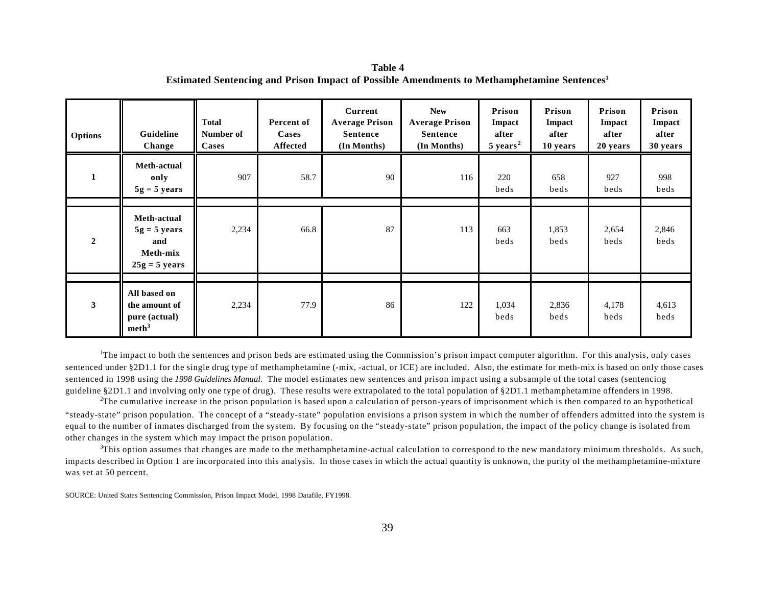**Table 4**
**Estimated Sentencing and Prison Impact of Possible Amendments to Methamphetamine Sentences[1]**

| Options | Guideline Change | Total Number of Cases | Percent of Cases Affected | Current Average Prison Sentence (In Months) | New Average Prison Sentence (In Months) | Prison Impact after 5 years[2] | Prison Impact after 10 years | Prison Impact after 20 years | Prison Impact after 30 years |
|---|---|---|---|---|---|---|---|---|---|
| 1 | Meth-actual only 5g = 5 years | 907 | 58.7 | 90 | 116 | 220 beds | 658 beds | 927 beds | 998 beds |
| 2 | Meth-actual 5g = 5 years and Meth-mix 25g = 5 years | 2,234 | 66.8 | 87 | 113 | 663 beds | 1,853 beds | 2,654 beds | 2,846 beds |
| 3 | All based on the amount of pure (actual) meth[3] | 2,234 | 77.9 | 86 | 122 | 1,034 beds | 2,836 beds | 4,178 beds | 4,613 beds |

[1]The impact to both the sentences and prison beds are estimated using the Commission's prison impact computer algorithm. For this analysis, only cases sentenced under §2D1.1 for the single drug type of methamphetamine (-mix, -actual, or ICE) are included. Also, the estimate for meth-mix is based on only those cases sentenced in 1998 using the *1998 Guidelines Manual.* The model estimates new sentences and prison impact using a subsample of the total cases (sentencing guideline §2D1.1 and involving only one type of drug). These results were extrapolated to the total population of §2D1.1 methamphetamine offenders in 1998.

[2]The cumulative increase in the prison population is based upon a calculation of person-years of imprisonment which is then compared to an hypothetical "steady-state" prison population. The concept of a "steady-state" population envisions a prison system in which the number of offenders admitted into the system is equal to the number of inmates discharged from the system. By focusing on the "steady-state" prison population, the impact of the policy change is isolated from other changes in the system which may impact the prison population.

[3]This option assumes that changes are made to the methamphetamine-actual calculation to correspond to the new mandatory minimum thresholds. As such, impacts described in Option 1 are incorporated into this analysis. In those cases in which the actual quantity is unknown, the purity of the methamphetamine-mixture was set at 50 percent.

SOURCE: United States Sentencing Commission, Prison Impact Model, 1998 Datafile, FY1998.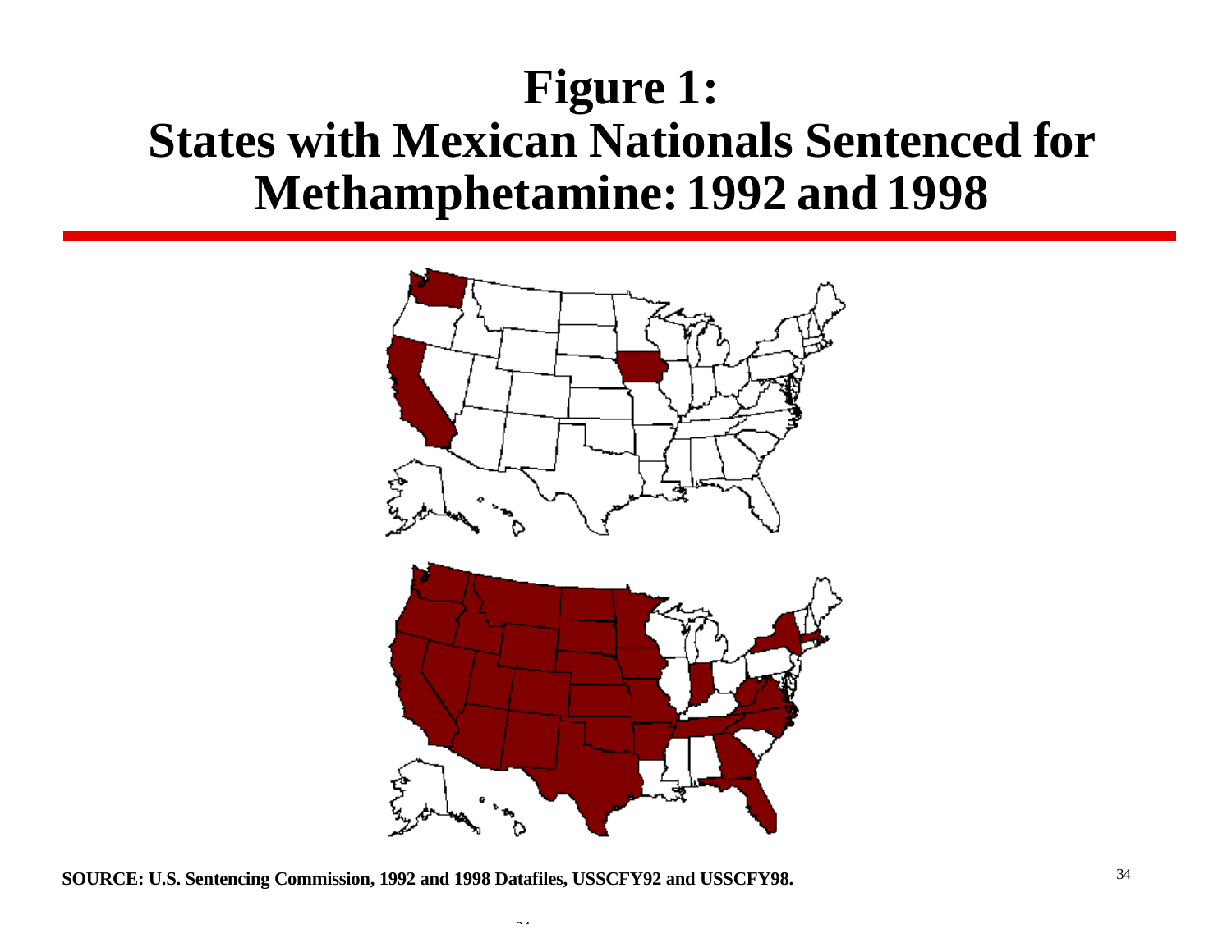# Figure 1:
# States with Mexican Nationals Sentenced for Methamphetamine: 1992 and 1998

**SOURCE: U.S. Sentencing Commission, 1992 and 1998 Datafiles, USSCFY92 and USSCFY98.**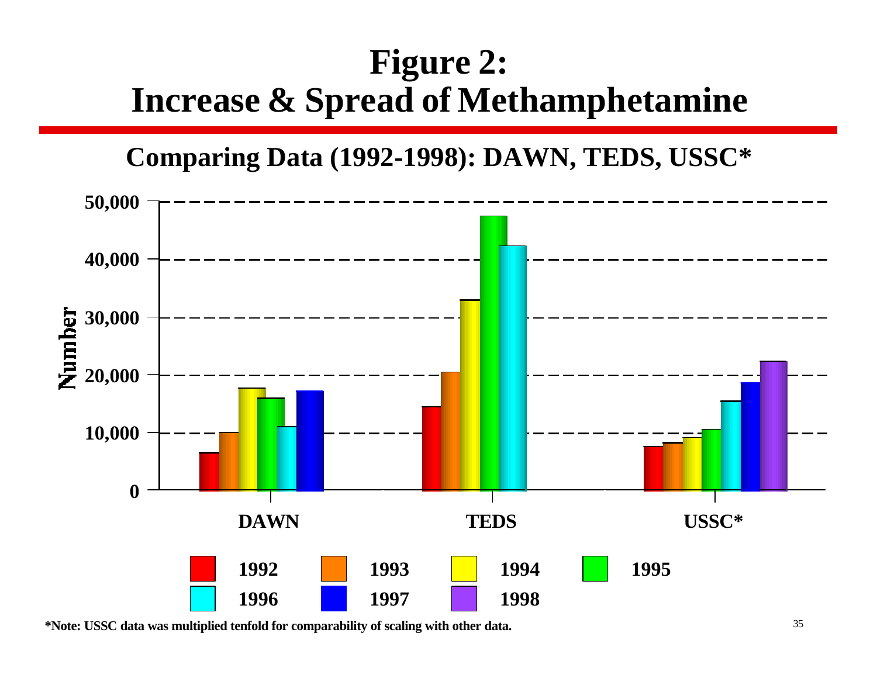# Figure 2: Increase & Spread of Methamphetamine

## Comparing Data (1992-1998): DAWN, TEDS, USSC*

Number

50,000
40,000
30,000
20,000
10,000
0

DAWN
TEDS
USSC*

1992
1993
1994
1995
1996
1997
1998

*Note: USSC data was multiplied tenfold for comparability of scaling with other data.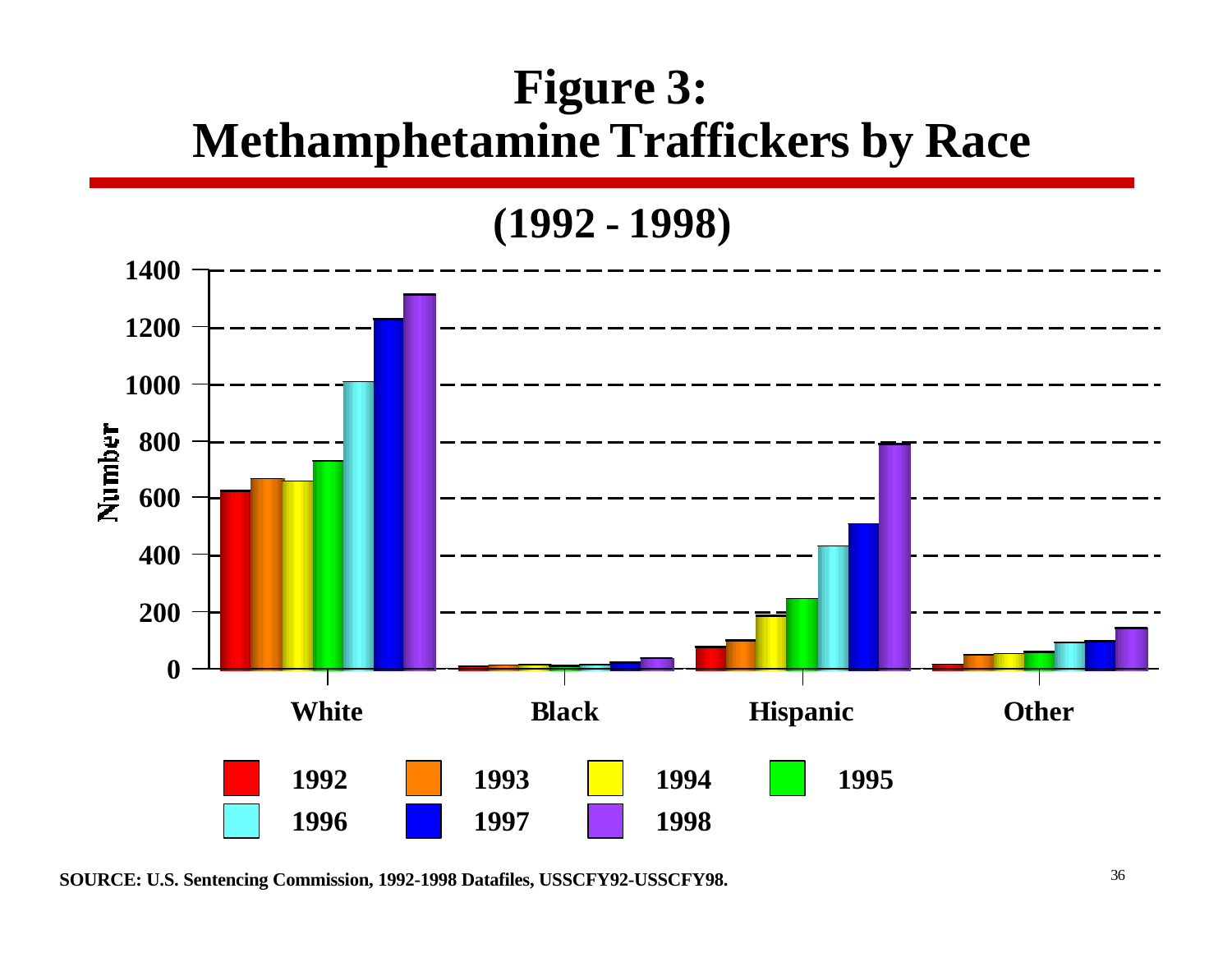# Figure 3:
# Methamphetamine Traffickers by Race

## (1992 - 1998)

Number

1400
1200
1000
800
600
400
200
0

White
Black
Hispanic
Other

1992
1993
1994
1995
1996
1997
1998

**SOURCE: U.S. Sentencing Commission, 1992-1998 Datafiles, USSCFY92-USSCFY98.**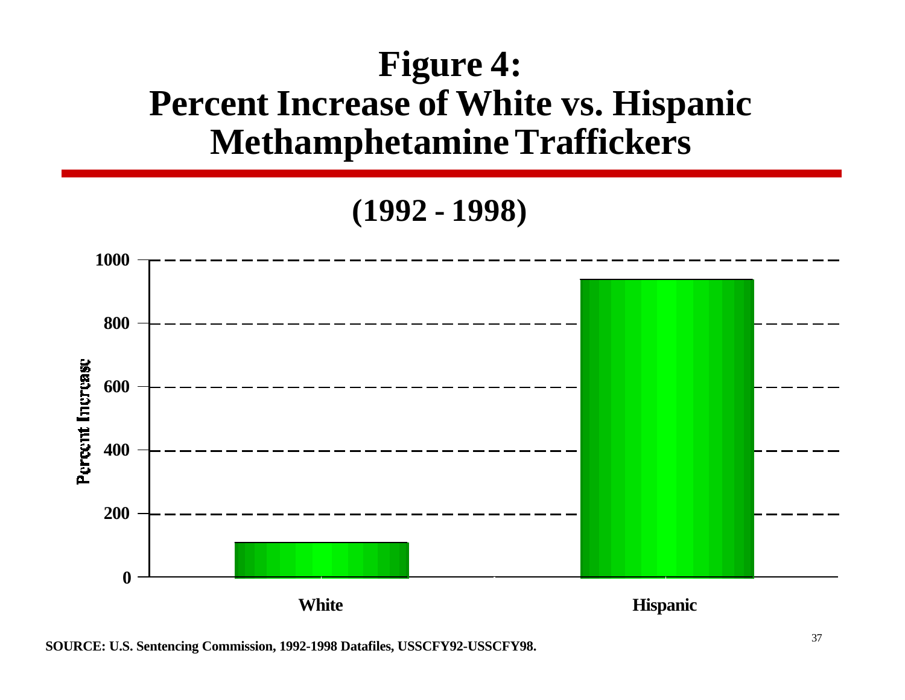# Figure 4: Percent Increase of White vs. Hispanic Methamphetamine Traffickers

(1992 - 1998)

Percent Increase

1000

800

600

400

200

0

White

Hispanic

SOURCE: U.S. Sentencing Commission, 1992-1998 Datafiles, USSCFY92-USSCFY98.